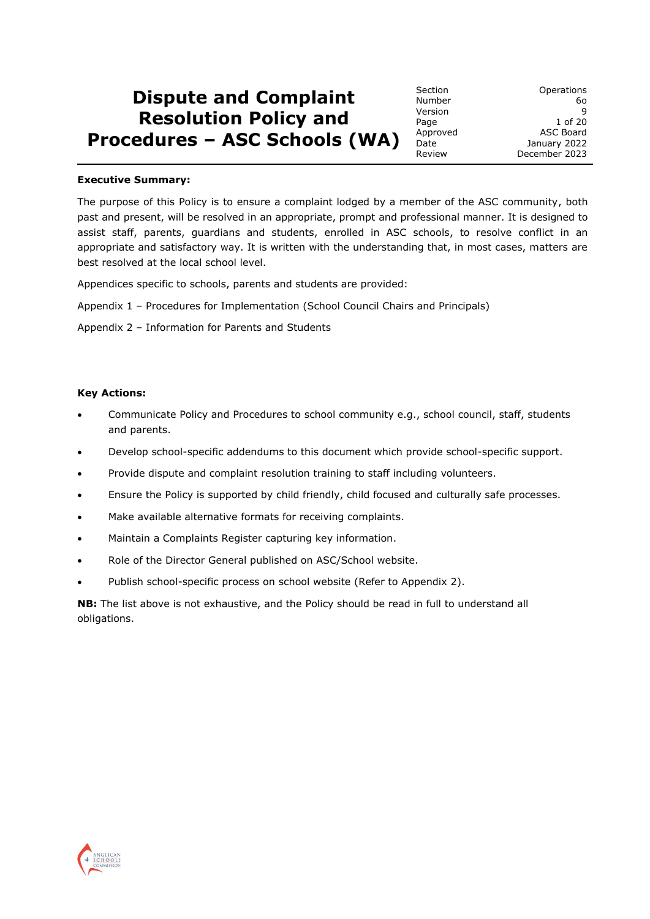# Dispute and Complaint Resolution Policy and Procedures – ASC Schools (WA)

| | |
|---|---|
| Section | Operations |
| Number | 6o |
| Version | 9 |
| Page | 1 of 20 |
| Approved | ASC Board |
| Date | January 2022 |
| Review | December 2023 |

**Executive Summary:**

The purpose of this Policy is to ensure a complaint lodged by a member of the ASC community, both past and present, will be resolved in an appropriate, prompt and professional manner. It is designed to assist staff, parents, guardians and students, enrolled in ASC schools, to resolve conflict in an appropriate and satisfactory way. It is written with the understanding that, in most cases, matters are best resolved at the local school level.

Appendices specific to schools, parents and students are provided:

Appendix 1 – Procedures for Implementation (School Council Chairs and Principals)

Appendix 2 – Information for Parents and Students

**Key Actions:**

- Communicate Policy and Procedures to school community e.g., school council, staff, students and parents.
- Develop school-specific addendums to this document which provide school-specific support.
- Provide dispute and complaint resolution training to staff including volunteers.
- Ensure the Policy is supported by child friendly, child focused and culturally safe processes.
- Make available alternative formats for receiving complaints.
- Maintain a Complaints Register capturing key information.
- Role of the Director General published on ASC/School website.
- Publish school-specific process on school website (Refer to Appendix 2).

**NB:** The list above is not exhaustive, and the Policy should be read in full to understand all obligations.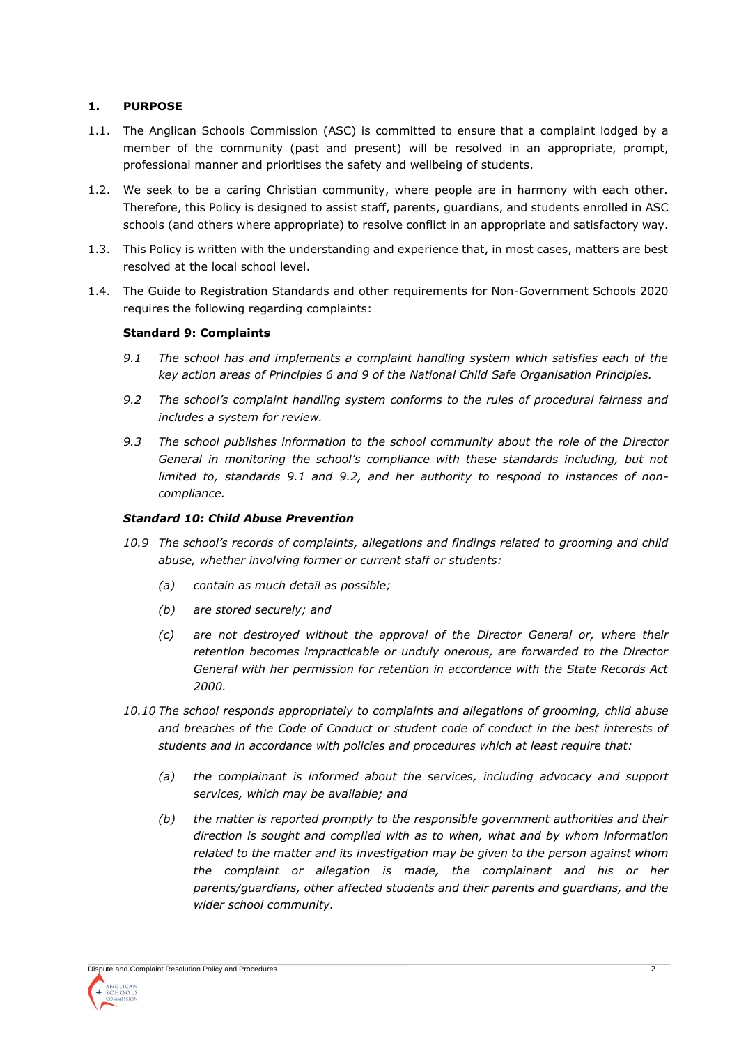## 1. PURPOSE

1.1. The Anglican Schools Commission (ASC) is committed to ensure that a complaint lodged by a member of the community (past and present) will be resolved in an appropriate, prompt, professional manner and prioritises the safety and wellbeing of students.

1.2. We seek to be a caring Christian community, where people are in harmony with each other. Therefore, this Policy is designed to assist staff, parents, guardians, and students enrolled in ASC schools (and others where appropriate) to resolve conflict in an appropriate and satisfactory way.

1.3. This Policy is written with the understanding and experience that, in most cases, matters are best resolved at the local school level.

1.4. The Guide to Registration Standards and other requirements for Non-Government Schools 2020 requires the following regarding complaints:

**Standard 9: Complaints**

*9.1 The school has and implements a complaint handling system which satisfies each of the key action areas of Principles 6 and 9 of the National Child Safe Organisation Principles.*

*9.2 The school's complaint handling system conforms to the rules of procedural fairness and includes a system for review.*

*9.3 The school publishes information to the school community about the role of the Director General in monitoring the school's compliance with these standards including, but not limited to, standards 9.1 and 9.2, and her authority to respond to instances of non-compliance.*

***Standard 10: Child Abuse Prevention***

*10.9 The school's records of complaints, allegations and findings related to grooming and child abuse, whether involving former or current staff or students:*

- *(a) contain as much detail as possible;*
- *(b) are stored securely; and*
- *(c) are not destroyed without the approval of the Director General or, where their retention becomes impracticable or unduly onerous, are forwarded to the Director General with her permission for retention in accordance with the State Records Act 2000.*

*10.10 The school responds appropriately to complaints and allegations of grooming, child abuse and breaches of the Code of Conduct or student code of conduct in the best interests of students and in accordance with policies and procedures which at least require that:*

- *(a) the complainant is informed about the services, including advocacy and support services, which may be available; and*
- *(b) the matter is reported promptly to the responsible government authorities and their direction is sought and complied with as to when, what and by whom information related to the matter and its investigation may be given to the person against whom the complaint or allegation is made, the complainant and his or her parents/guardians, other affected students and their parents and guardians, and the wider school community.*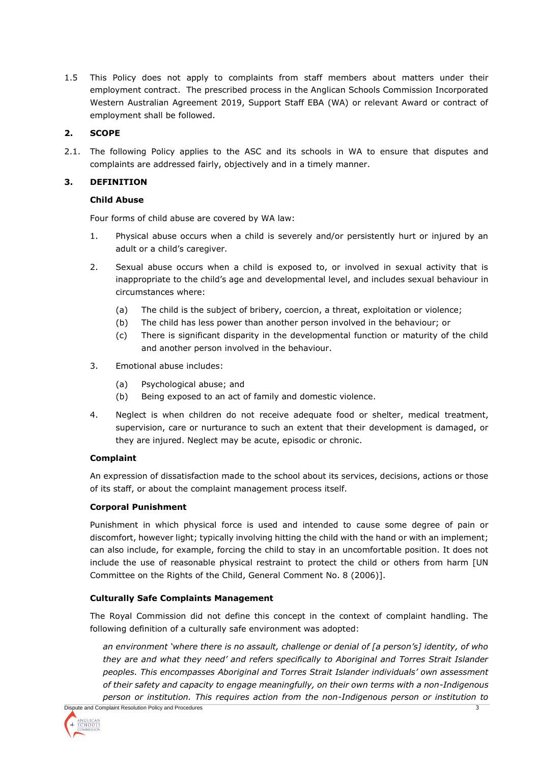1.5 This Policy does not apply to complaints from staff members about matters under their employment contract. The prescribed process in the Anglican Schools Commission Incorporated Western Australian Agreement 2019, Support Staff EBA (WA) or relevant Award or contract of employment shall be followed.

## 2. SCOPE

2.1. The following Policy applies to the ASC and its schools in WA to ensure that disputes and complaints are addressed fairly, objectively and in a timely manner.

## 3. DEFINITION

### Child Abuse

Four forms of child abuse are covered by WA law:

1. Physical abuse occurs when a child is severely and/or persistently hurt or injured by an adult or a child's caregiver.
2. Sexual abuse occurs when a child is exposed to, or involved in sexual activity that is inappropriate to the child's age and developmental level, and includes sexual behaviour in circumstances where:
   (a) The child is the subject of bribery, coercion, a threat, exploitation or violence;
   (b) The child has less power than another person involved in the behaviour; or
   (c) There is significant disparity in the developmental function or maturity of the child and another person involved in the behaviour.
3. Emotional abuse includes:
   (a) Psychological abuse; and
   (b) Being exposed to an act of family and domestic violence.
4. Neglect is when children do not receive adequate food or shelter, medical treatment, supervision, care or nurturance to such an extent that their development is damaged, or they are injured. Neglect may be acute, episodic or chronic.

### Complaint

An expression of dissatisfaction made to the school about its services, decisions, actions or those of its staff, or about the complaint management process itself.

### Corporal Punishment

Punishment in which physical force is used and intended to cause some degree of pain or discomfort, however light; typically involving hitting the child with the hand or with an implement; can also include, for example, forcing the child to stay in an uncomfortable position. It does not include the use of reasonable physical restraint to protect the child or others from harm [UN Committee on the Rights of the Child, General Comment No. 8 (2006)].

### Culturally Safe Complaints Management

The Royal Commission did not define this concept in the context of complaint handling. The following definition of a culturally safe environment was adopted:

*an environment 'where there is no assault, challenge or denial of [a person's] identity, of who they are and what they need' and refers specifically to Aboriginal and Torres Strait Islander peoples. This encompasses Aboriginal and Torres Strait Islander individuals' own assessment of their safety and capacity to engage meaningfully, on their own terms with a non-Indigenous person or institution. This requires action from the non-Indigenous person or institution to*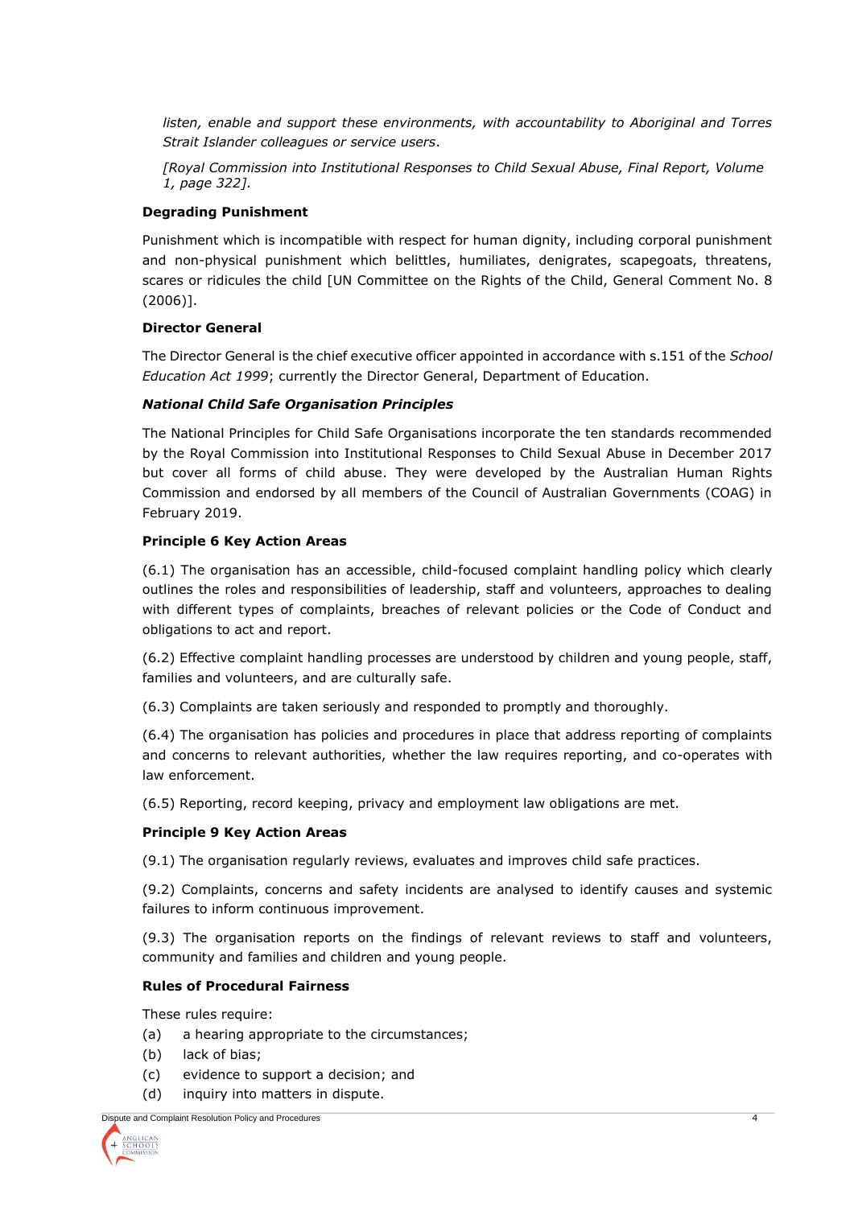*listen, enable and support these environments, with accountability to Aboriginal and Torres Strait Islander colleagues or service users*.

*[Royal Commission into Institutional Responses to Child Sexual Abuse, Final Report, Volume 1, page 322].*

**Degrading Punishment**

Punishment which is incompatible with respect for human dignity, including corporal punishment and non-physical punishment which belittles, humiliates, denigrates, scapegoats, threatens, scares or ridicules the child [UN Committee on the Rights of the Child, General Comment No. 8 (2006)].

**Director General**

The Director General is the chief executive officer appointed in accordance with s.151 of the *School Education Act 1999*; currently the Director General, Department of Education.

***National Child Safe Organisation Principles***

The National Principles for Child Safe Organisations incorporate the ten standards recommended by the Royal Commission into Institutional Responses to Child Sexual Abuse in December 2017 but cover all forms of child abuse. They were developed by the Australian Human Rights Commission and endorsed by all members of the Council of Australian Governments (COAG) in February 2019.

**Principle 6 Key Action Areas**

(6.1) The organisation has an accessible, child-focused complaint handling policy which clearly outlines the roles and responsibilities of leadership, staff and volunteers, approaches to dealing with different types of complaints, breaches of relevant policies or the Code of Conduct and obligations to act and report.

(6.2) Effective complaint handling processes are understood by children and young people, staff, families and volunteers, and are culturally safe.

(6.3) Complaints are taken seriously and responded to promptly and thoroughly.

(6.4) The organisation has policies and procedures in place that address reporting of complaints and concerns to relevant authorities, whether the law requires reporting, and co-operates with law enforcement.

(6.5) Reporting, record keeping, privacy and employment law obligations are met.

**Principle 9 Key Action Areas**

(9.1) The organisation regularly reviews, evaluates and improves child safe practices.

(9.2) Complaints, concerns and safety incidents are analysed to identify causes and systemic failures to inform continuous improvement.

(9.3) The organisation reports on the findings of relevant reviews to staff and volunteers, community and families and children and young people.

**Rules of Procedural Fairness**

These rules require:

(a) a hearing appropriate to the circumstances;
(b) lack of bias;
(c) evidence to support a decision; and
(d) inquiry into matters in dispute.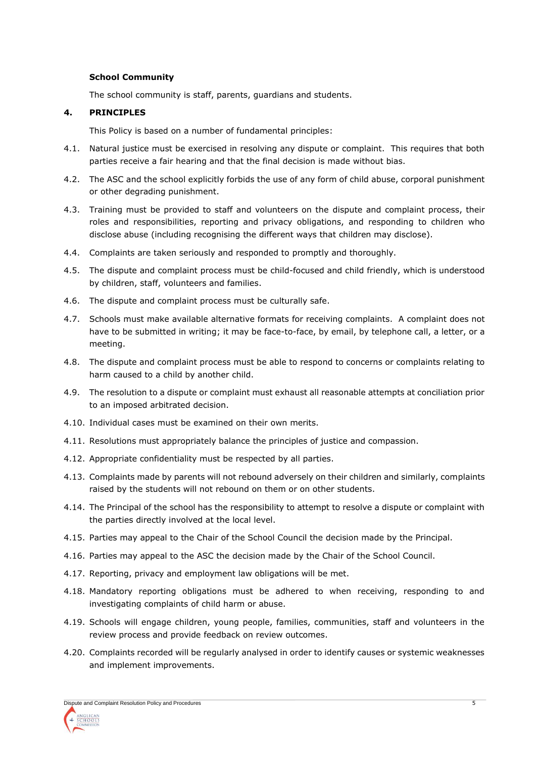**School Community**

The school community is staff, parents, guardians and students.

## 4. PRINCIPLES

This Policy is based on a number of fundamental principles:

4.1. Natural justice must be exercised in resolving any dispute or complaint. This requires that both parties receive a fair hearing and that the final decision is made without bias.

4.2. The ASC and the school explicitly forbids the use of any form of child abuse, corporal punishment or other degrading punishment.

4.3. Training must be provided to staff and volunteers on the dispute and complaint process, their roles and responsibilities, reporting and privacy obligations, and responding to children who disclose abuse (including recognising the different ways that children may disclose).

4.4. Complaints are taken seriously and responded to promptly and thoroughly.

4.5. The dispute and complaint process must be child-focused and child friendly, which is understood by children, staff, volunteers and families.

4.6. The dispute and complaint process must be culturally safe.

4.7. Schools must make available alternative formats for receiving complaints. A complaint does not have to be submitted in writing; it may be face-to-face, by email, by telephone call, a letter, or a meeting.

4.8. The dispute and complaint process must be able to respond to concerns or complaints relating to harm caused to a child by another child.

4.9. The resolution to a dispute or complaint must exhaust all reasonable attempts at conciliation prior to an imposed arbitrated decision.

4.10. Individual cases must be examined on their own merits.

4.11. Resolutions must appropriately balance the principles of justice and compassion.

4.12. Appropriate confidentiality must be respected by all parties.

4.13. Complaints made by parents will not rebound adversely on their children and similarly, complaints raised by the students will not rebound on them or on other students.

4.14. The Principal of the school has the responsibility to attempt to resolve a dispute or complaint with the parties directly involved at the local level.

4.15. Parties may appeal to the Chair of the School Council the decision made by the Principal.

4.16. Parties may appeal to the ASC the decision made by the Chair of the School Council.

4.17. Reporting, privacy and employment law obligations will be met.

4.18. Mandatory reporting obligations must be adhered to when receiving, responding to and investigating complaints of child harm or abuse.

4.19. Schools will engage children, young people, families, communities, staff and volunteers in the review process and provide feedback on review outcomes.

4.20. Complaints recorded will be regularly analysed in order to identify causes or systemic weaknesses and implement improvements.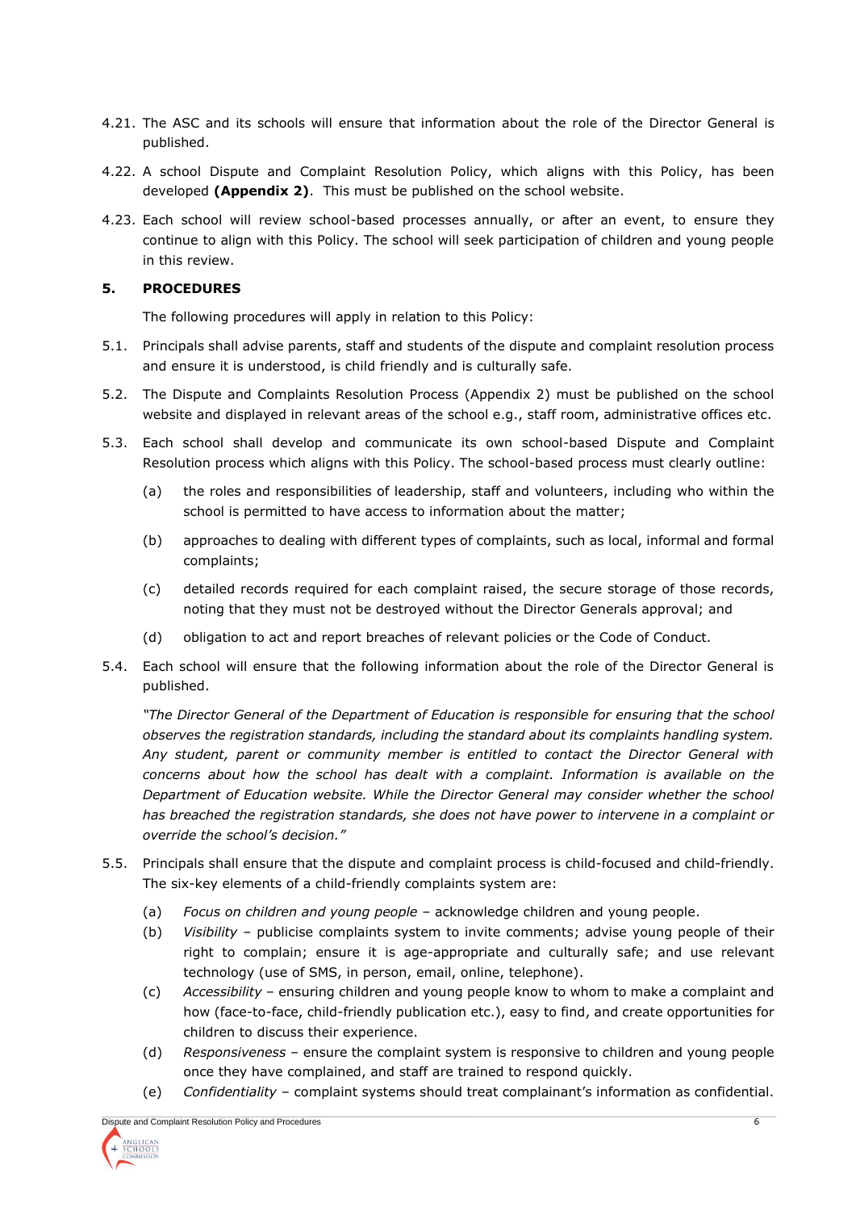4.21. The ASC and its schools will ensure that information about the role of the Director General is published.

4.22. A school Dispute and Complaint Resolution Policy, which aligns with this Policy, has been developed **(Appendix 2)**. This must be published on the school website.

4.23. Each school will review school-based processes annually, or after an event, to ensure they continue to align with this Policy. The school will seek participation of children and young people in this review.

## 5. PROCEDURES

The following procedures will apply in relation to this Policy:

5.1. Principals shall advise parents, staff and students of the dispute and complaint resolution process and ensure it is understood, is child friendly and is culturally safe.

5.2. The Dispute and Complaints Resolution Process (Appendix 2) must be published on the school website and displayed in relevant areas of the school e.g., staff room, administrative offices etc.

5.3. Each school shall develop and communicate its own school-based Dispute and Complaint Resolution process which aligns with this Policy. The school-based process must clearly outline:

(a) the roles and responsibilities of leadership, staff and volunteers, including who within the school is permitted to have access to information about the matter;

(b) approaches to dealing with different types of complaints, such as local, informal and formal complaints;

(c) detailed records required for each complaint raised, the secure storage of those records, noting that they must not be destroyed without the Director Generals approval; and

(d) obligation to act and report breaches of relevant policies or the Code of Conduct.

5.4. Each school will ensure that the following information about the role of the Director General is published.

*"The Director General of the Department of Education is responsible for ensuring that the school observes the registration standards, including the standard about its complaints handling system. Any student, parent or community member is entitled to contact the Director General with concerns about how the school has dealt with a complaint. Information is available on the Department of Education website. While the Director General may consider whether the school has breached the registration standards, she does not have power to intervene in a complaint or override the school's decision."*

5.5. Principals shall ensure that the dispute and complaint process is child-focused and child-friendly. The six-key elements of a child-friendly complaints system are:

(a) *Focus on children and young people* – acknowledge children and young people.

(b) *Visibility* – publicise complaints system to invite comments; advise young people of their right to complain; ensure it is age-appropriate and culturally safe; and use relevant technology (use of SMS, in person, email, online, telephone).

(c) *Accessibility* – ensuring children and young people know to whom to make a complaint and how (face-to-face, child-friendly publication etc.), easy to find, and create opportunities for children to discuss their experience.

(d) *Responsiveness* – ensure the complaint system is responsive to children and young people once they have complained, and staff are trained to respond quickly.

(e) *Confidentiality* – complaint systems should treat complainant's information as confidential.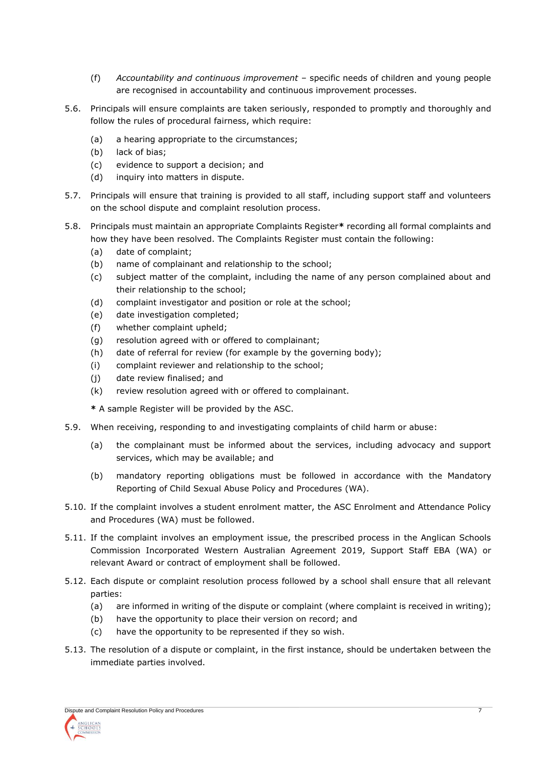(f) *Accountability and continuous improvement* – specific needs of children and young people are recognised in accountability and continuous improvement processes.

5.6. Principals will ensure complaints are taken seriously, responded to promptly and thoroughly and follow the rules of procedural fairness, which require:

(a) a hearing appropriate to the circumstances;
(b) lack of bias;
(c) evidence to support a decision; and
(d) inquiry into matters in dispute.

5.7. Principals will ensure that training is provided to all staff, including support staff and volunteers on the school dispute and complaint resolution process.

5.8. Principals must maintain an appropriate Complaints Register**\*** recording all formal complaints and how they have been resolved. The Complaints Register must contain the following:

(a) date of complaint;
(b) name of complainant and relationship to the school;
(c) subject matter of the complaint, including the name of any person complained about and their relationship to the school;
(d) complaint investigator and position or role at the school;
(e) date investigation completed;
(f) whether complaint upheld;
(g) resolution agreed with or offered to complainant;
(h) date of referral for review (for example by the governing body);
(i) complaint reviewer and relationship to the school;
(j) date review finalised; and
(k) review resolution agreed with or offered to complainant.

**\*** A sample Register will be provided by the ASC.

5.9. When receiving, responding to and investigating complaints of child harm or abuse:

(a) the complainant must be informed about the services, including advocacy and support services, which may be available; and

(b) mandatory reporting obligations must be followed in accordance with the Mandatory Reporting of Child Sexual Abuse Policy and Procedures (WA).

5.10. If the complaint involves a student enrolment matter, the ASC Enrolment and Attendance Policy and Procedures (WA) must be followed.

5.11. If the complaint involves an employment issue, the prescribed process in the Anglican Schools Commission Incorporated Western Australian Agreement 2019, Support Staff EBA (WA) or relevant Award or contract of employment shall be followed.

5.12. Each dispute or complaint resolution process followed by a school shall ensure that all relevant parties:

(a) are informed in writing of the dispute or complaint (where complaint is received in writing);
(b) have the opportunity to place their version on record; and
(c) have the opportunity to be represented if they so wish.

5.13. The resolution of a dispute or complaint, in the first instance, should be undertaken between the immediate parties involved.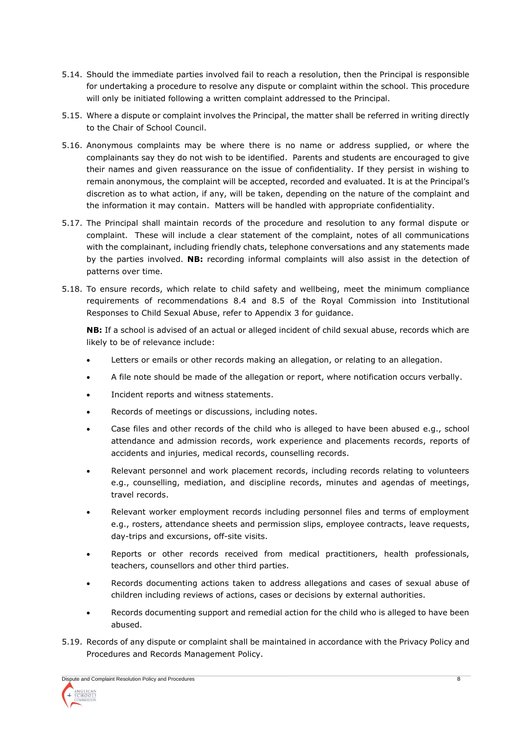5.14. Should the immediate parties involved fail to reach a resolution, then the Principal is responsible for undertaking a procedure to resolve any dispute or complaint within the school. This procedure will only be initiated following a written complaint addressed to the Principal.

5.15. Where a dispute or complaint involves the Principal, the matter shall be referred in writing directly to the Chair of School Council.

5.16. Anonymous complaints may be where there is no name or address supplied, or where the complainants say they do not wish to be identified. Parents and students are encouraged to give their names and given reassurance on the issue of confidentiality. If they persist in wishing to remain anonymous, the complaint will be accepted, recorded and evaluated. It is at the Principal's discretion as to what action, if any, will be taken, depending on the nature of the complaint and the information it may contain. Matters will be handled with appropriate confidentiality.

5.17. The Principal shall maintain records of the procedure and resolution to any formal dispute or complaint. These will include a clear statement of the complaint, notes of all communications with the complainant, including friendly chats, telephone conversations and any statements made by the parties involved. **NB:** recording informal complaints will also assist in the detection of patterns over time.

5.18. To ensure records, which relate to child safety and wellbeing, meet the minimum compliance requirements of recommendations 8.4 and 8.5 of the Royal Commission into Institutional Responses to Child Sexual Abuse, refer to Appendix 3 for guidance.

**NB:** If a school is advised of an actual or alleged incident of child sexual abuse, records which are likely to be of relevance include:

- Letters or emails or other records making an allegation, or relating to an allegation.
- A file note should be made of the allegation or report, where notification occurs verbally.
- Incident reports and witness statements.
- Records of meetings or discussions, including notes.
- Case files and other records of the child who is alleged to have been abused e.g., school attendance and admission records, work experience and placements records, reports of accidents and injuries, medical records, counselling records.
- Relevant personnel and work placement records, including records relating to volunteers e.g., counselling, mediation, and discipline records, minutes and agendas of meetings, travel records.
- Relevant worker employment records including personnel files and terms of employment e.g., rosters, attendance sheets and permission slips, employee contracts, leave requests, day-trips and excursions, off-site visits.
- Reports or other records received from medical practitioners, health professionals, teachers, counsellors and other third parties.
- Records documenting actions taken to address allegations and cases of sexual abuse of children including reviews of actions, cases or decisions by external authorities.
- Records documenting support and remedial action for the child who is alleged to have been abused.

5.19. Records of any dispute or complaint shall be maintained in accordance with the Privacy Policy and Procedures and Records Management Policy.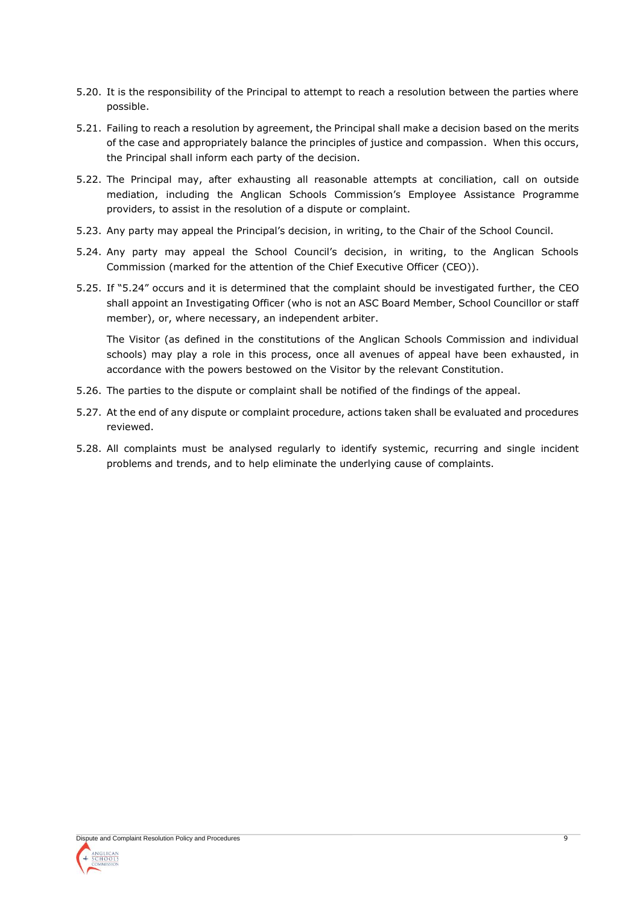5.20. It is the responsibility of the Principal to attempt to reach a resolution between the parties where possible.

5.21. Failing to reach a resolution by agreement, the Principal shall make a decision based on the merits of the case and appropriately balance the principles of justice and compassion. When this occurs, the Principal shall inform each party of the decision.

5.22. The Principal may, after exhausting all reasonable attempts at conciliation, call on outside mediation, including the Anglican Schools Commission's Employee Assistance Programme providers, to assist in the resolution of a dispute or complaint.

5.23. Any party may appeal the Principal's decision, in writing, to the Chair of the School Council.

5.24. Any party may appeal the School Council's decision, in writing, to the Anglican Schools Commission (marked for the attention of the Chief Executive Officer (CEO)).

5.25. If "5.24" occurs and it is determined that the complaint should be investigated further, the CEO shall appoint an Investigating Officer (who is not an ASC Board Member, School Councillor or staff member), or, where necessary, an independent arbiter.

The Visitor (as defined in the constitutions of the Anglican Schools Commission and individual schools) may play a role in this process, once all avenues of appeal have been exhausted, in accordance with the powers bestowed on the Visitor by the relevant Constitution.

5.26. The parties to the dispute or complaint shall be notified of the findings of the appeal.

5.27. At the end of any dispute or complaint procedure, actions taken shall be evaluated and procedures reviewed.

5.28. All complaints must be analysed regularly to identify systemic, recurring and single incident problems and trends, and to help eliminate the underlying cause of complaints.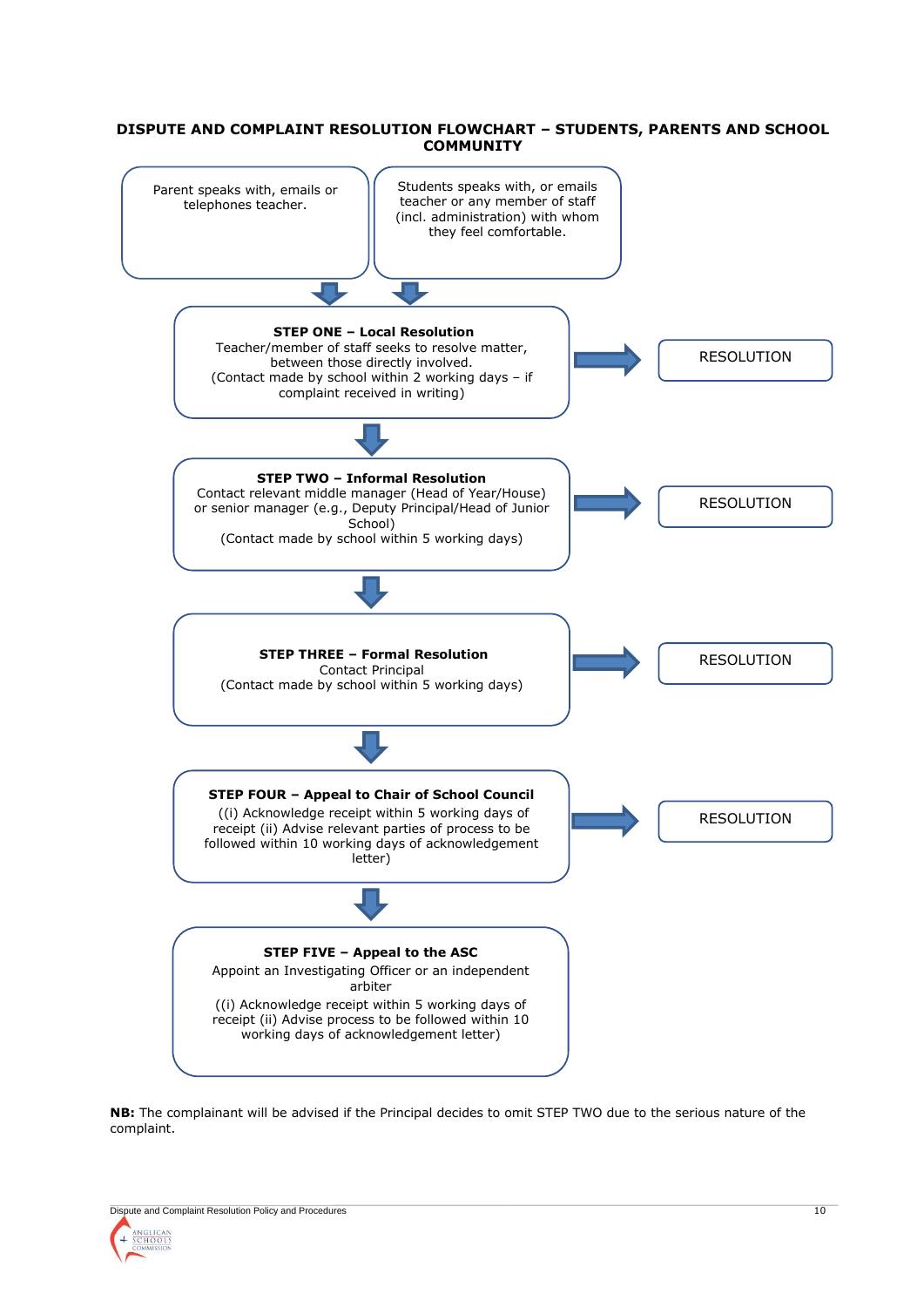## DISPUTE AND COMPLAINT RESOLUTION FLOWCHART – STUDENTS, PARENTS AND SCHOOL COMMUNITY

Parent speaks with, emails or telephones teacher.

Students speaks with, or emails teacher or any member of staff (incl. administration) with whom they feel comfortable.

↓

**STEP ONE – Local Resolution**
Teacher/member of staff seeks to resolve matter, between those directly involved.
(Contact made by school within 2 working days – if complaint received in writing)

→ RESOLUTION

↓

**STEP TWO – Informal Resolution**
Contact relevant middle manager (Head of Year/House) or senior manager (e.g., Deputy Principal/Head of Junior School)
(Contact made by school within 5 working days)

→ RESOLUTION

↓

**STEP THREE – Formal Resolution**
Contact Principal
(Contact made by school within 5 working days)

→ RESOLUTION

↓

**STEP FOUR – Appeal to Chair of School Council**
((i) Acknowledge receipt within 5 working days of receipt (ii) Advise relevant parties of process to be followed within 10 working days of acknowledgement letter)

→ RESOLUTION

↓

**STEP FIVE – Appeal to the ASC**
Appoint an Investigating Officer or an independent arbiter
((i) Acknowledge receipt within 5 working days of receipt (ii) Advise process to be followed within 10 working days of acknowledgement letter)

**NB:** The complainant will be advised if the Principal decides to omit STEP TWO due to the serious nature of the complaint.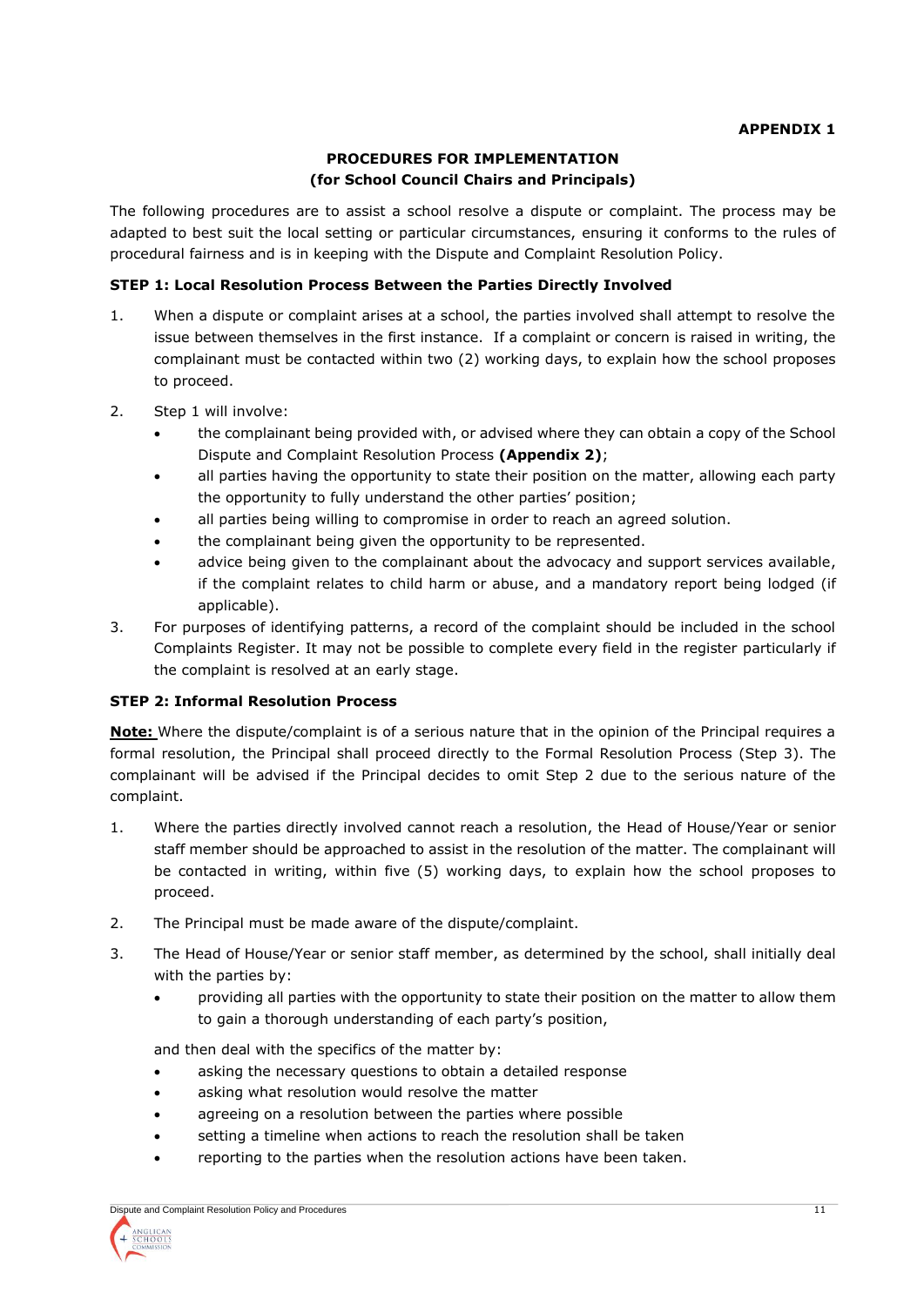**APPENDIX 1**

**PROCEDURES FOR IMPLEMENTATION**
**(for School Council Chairs and Principals)**

The following procedures are to assist a school resolve a dispute or complaint. The process may be adapted to best suit the local setting or particular circumstances, ensuring it conforms to the rules of procedural fairness and is in keeping with the Dispute and Complaint Resolution Policy.

**STEP 1: Local Resolution Process Between the Parties Directly Involved**

1. When a dispute or complaint arises at a school, the parties involved shall attempt to resolve the issue between themselves in the first instance. If a complaint or concern is raised in writing, the complainant must be contacted within two (2) working days, to explain how the school proposes to proceed.

2. Step 1 will involve:
   - the complainant being provided with, or advised where they can obtain a copy of the School Dispute and Complaint Resolution Process **(Appendix 2)**;
   - all parties having the opportunity to state their position on the matter, allowing each party the opportunity to fully understand the other parties' position;
   - all parties being willing to compromise in order to reach an agreed solution.
   - the complainant being given the opportunity to be represented.
   - advice being given to the complainant about the advocacy and support services available, if the complaint relates to child harm or abuse, and a mandatory report being lodged (if applicable).

3. For purposes of identifying patterns, a record of the complaint should be included in the school Complaints Register. It may not be possible to complete every field in the register particularly if the complaint is resolved at an early stage.

**STEP 2: Informal Resolution Process**

**<u>Note:</u>** Where the dispute/complaint is of a serious nature that in the opinion of the Principal requires a formal resolution, the Principal shall proceed directly to the Formal Resolution Process (Step 3). The complainant will be advised if the Principal decides to omit Step 2 due to the serious nature of the complaint.

1. Where the parties directly involved cannot reach a resolution, the Head of House/Year or senior staff member should be approached to assist in the resolution of the matter. The complainant will be contacted in writing, within five (5) working days, to explain how the school proposes to proceed.

2. The Principal must be made aware of the dispute/complaint.

3. The Head of House/Year or senior staff member, as determined by the school, shall initially deal with the parties by:
   - providing all parties with the opportunity to state their position on the matter to allow them to gain a thorough understanding of each party's position,

   and then deal with the specifics of the matter by:
   - asking the necessary questions to obtain a detailed response
   - asking what resolution would resolve the matter
   - agreeing on a resolution between the parties where possible
   - setting a timeline when actions to reach the resolution shall be taken
   - reporting to the parties when the resolution actions have been taken.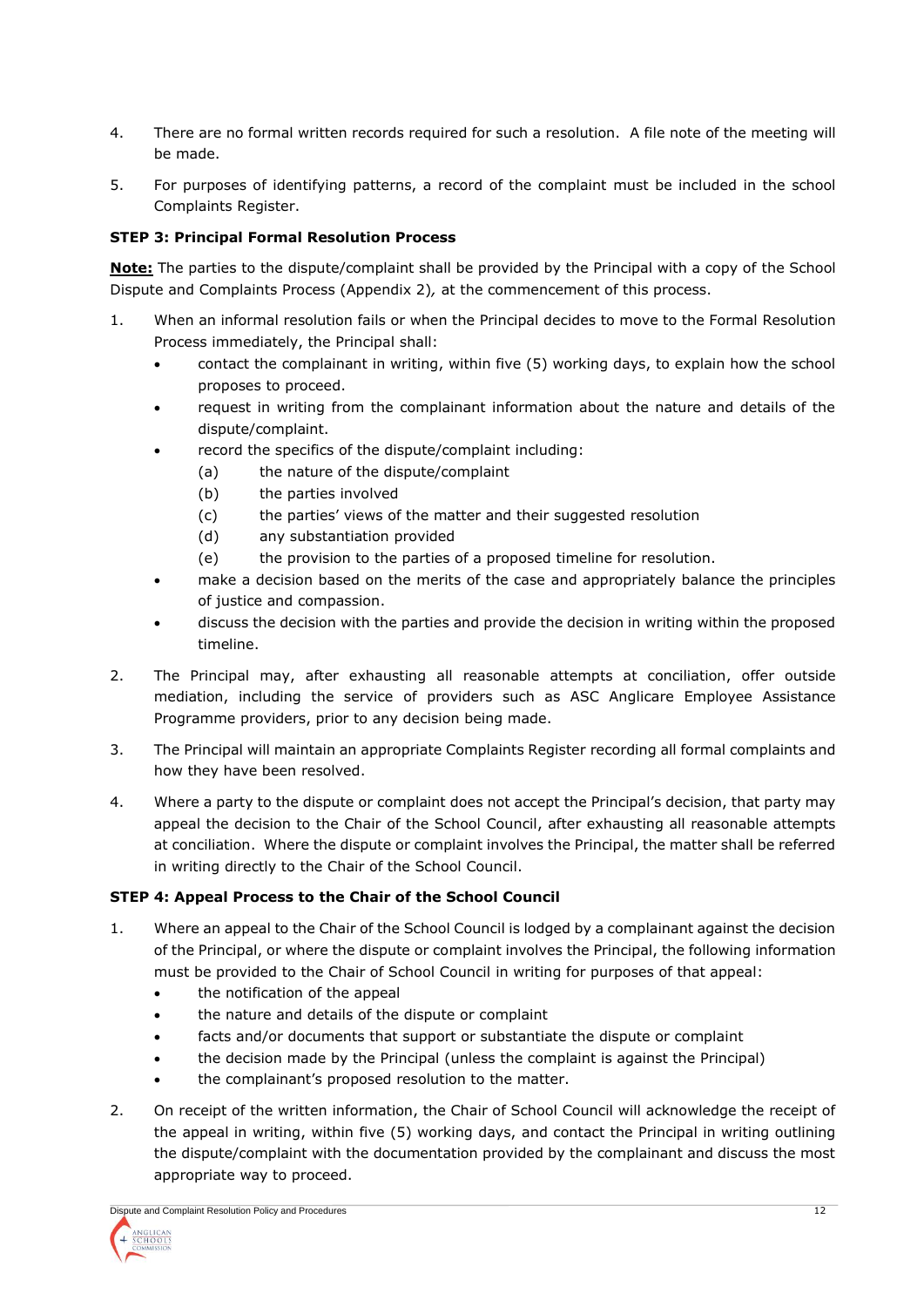4. There are no formal written records required for such a resolution. A file note of the meeting will be made.

5. For purposes of identifying patterns, a record of the complaint must be included in the school Complaints Register.

**STEP 3: Principal Formal Resolution Process**

**Note:** The parties to the dispute/complaint shall be provided by the Principal with a copy of the School Dispute and Complaints Process (Appendix 2)*,* at the commencement of this process.

1. When an informal resolution fails or when the Principal decides to move to the Formal Resolution Process immediately, the Principal shall:
   - contact the complainant in writing, within five (5) working days, to explain how the school proposes to proceed.
   - request in writing from the complainant information about the nature and details of the dispute/complaint.
   - record the specifics of the dispute/complaint including:
     (a) the nature of the dispute/complaint
     (b) the parties involved
     (c) the parties' views of the matter and their suggested resolution
     (d) any substantiation provided
     (e) the provision to the parties of a proposed timeline for resolution.
   - make a decision based on the merits of the case and appropriately balance the principles of justice and compassion.
   - discuss the decision with the parties and provide the decision in writing within the proposed timeline.

2. The Principal may, after exhausting all reasonable attempts at conciliation, offer outside mediation, including the service of providers such as ASC Anglicare Employee Assistance Programme providers, prior to any decision being made.

3. The Principal will maintain an appropriate Complaints Register recording all formal complaints and how they have been resolved.

4. Where a party to the dispute or complaint does not accept the Principal's decision, that party may appeal the decision to the Chair of the School Council, after exhausting all reasonable attempts at conciliation. Where the dispute or complaint involves the Principal, the matter shall be referred in writing directly to the Chair of the School Council.

**STEP 4: Appeal Process to the Chair of the School Council**

1. Where an appeal to the Chair of the School Council is lodged by a complainant against the decision of the Principal, or where the dispute or complaint involves the Principal, the following information must be provided to the Chair of School Council in writing for purposes of that appeal:
   - the notification of the appeal
   - the nature and details of the dispute or complaint
   - facts and/or documents that support or substantiate the dispute or complaint
   - the decision made by the Principal (unless the complaint is against the Principal)
   - the complainant's proposed resolution to the matter.

2. On receipt of the written information, the Chair of School Council will acknowledge the receipt of the appeal in writing, within five (5) working days, and contact the Principal in writing outlining the dispute/complaint with the documentation provided by the complainant and discuss the most appropriate way to proceed.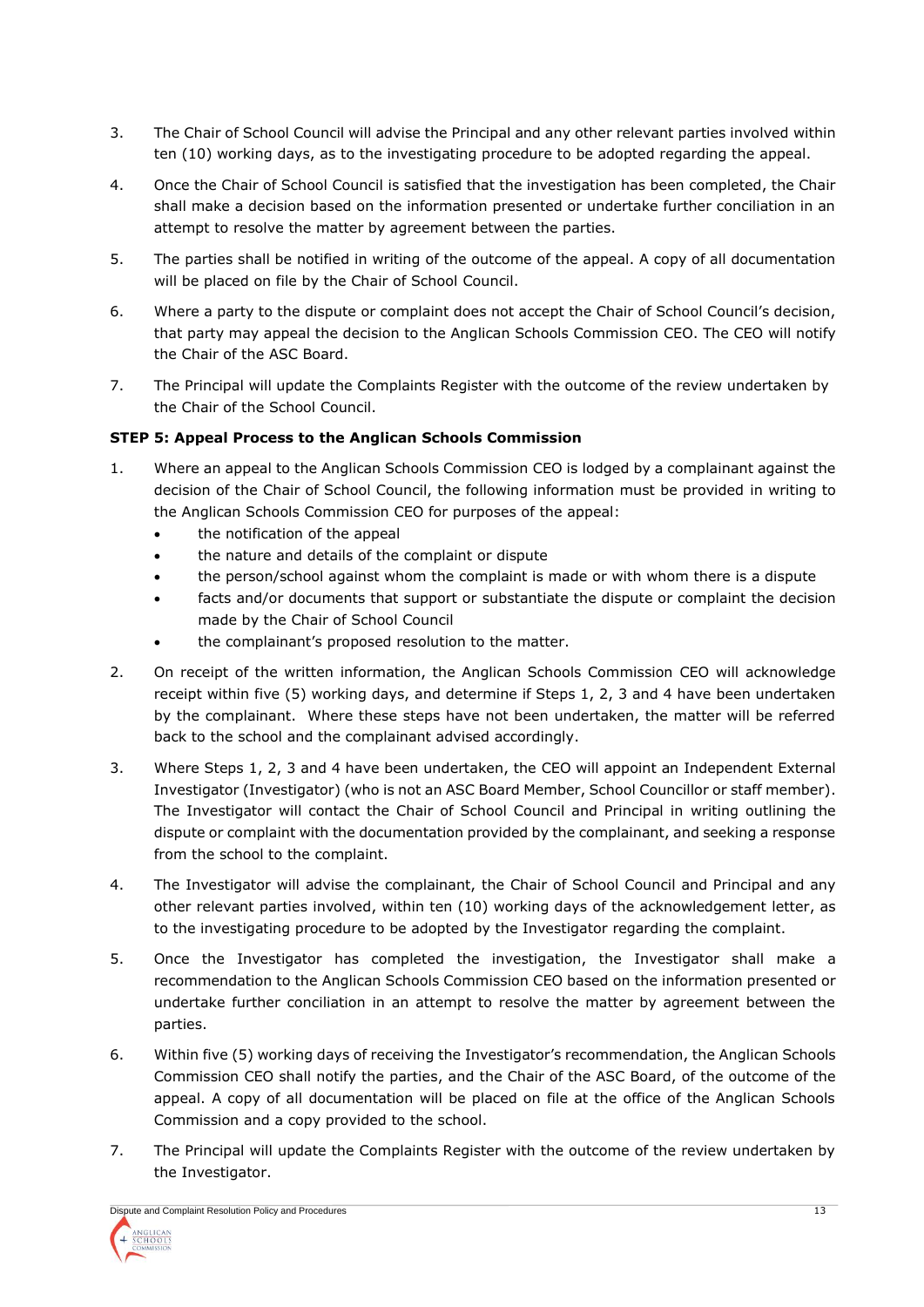3. The Chair of School Council will advise the Principal and any other relevant parties involved within ten (10) working days, as to the investigating procedure to be adopted regarding the appeal.

4. Once the Chair of School Council is satisfied that the investigation has been completed, the Chair shall make a decision based on the information presented or undertake further conciliation in an attempt to resolve the matter by agreement between the parties.

5. The parties shall be notified in writing of the outcome of the appeal. A copy of all documentation will be placed on file by the Chair of School Council.

6. Where a party to the dispute or complaint does not accept the Chair of School Council's decision, that party may appeal the decision to the Anglican Schools Commission CEO. The CEO will notify the Chair of the ASC Board.

7. The Principal will update the Complaints Register with the outcome of the review undertaken by the Chair of the School Council.

**STEP 5: Appeal Process to the Anglican Schools Commission**

1. Where an appeal to the Anglican Schools Commission CEO is lodged by a complainant against the decision of the Chair of School Council, the following information must be provided in writing to the Anglican Schools Commission CEO for purposes of the appeal:
   - the notification of the appeal
   - the nature and details of the complaint or dispute
   - the person/school against whom the complaint is made or with whom there is a dispute
   - facts and/or documents that support or substantiate the dispute or complaint the decision made by the Chair of School Council
   - the complainant's proposed resolution to the matter.

2. On receipt of the written information, the Anglican Schools Commission CEO will acknowledge receipt within five (5) working days, and determine if Steps 1, 2, 3 and 4 have been undertaken by the complainant. Where these steps have not been undertaken, the matter will be referred back to the school and the complainant advised accordingly.

3. Where Steps 1, 2, 3 and 4 have been undertaken, the CEO will appoint an Independent External Investigator (Investigator) (who is not an ASC Board Member, School Councillor or staff member). The Investigator will contact the Chair of School Council and Principal in writing outlining the dispute or complaint with the documentation provided by the complainant, and seeking a response from the school to the complaint.

4. The Investigator will advise the complainant, the Chair of School Council and Principal and any other relevant parties involved, within ten (10) working days of the acknowledgement letter, as to the investigating procedure to be adopted by the Investigator regarding the complaint.

5. Once the Investigator has completed the investigation, the Investigator shall make a recommendation to the Anglican Schools Commission CEO based on the information presented or undertake further conciliation in an attempt to resolve the matter by agreement between the parties.

6. Within five (5) working days of receiving the Investigator's recommendation, the Anglican Schools Commission CEO shall notify the parties, and the Chair of the ASC Board, of the outcome of the appeal. A copy of all documentation will be placed on file at the office of the Anglican Schools Commission and a copy provided to the school.

7. The Principal will update the Complaints Register with the outcome of the review undertaken by the Investigator.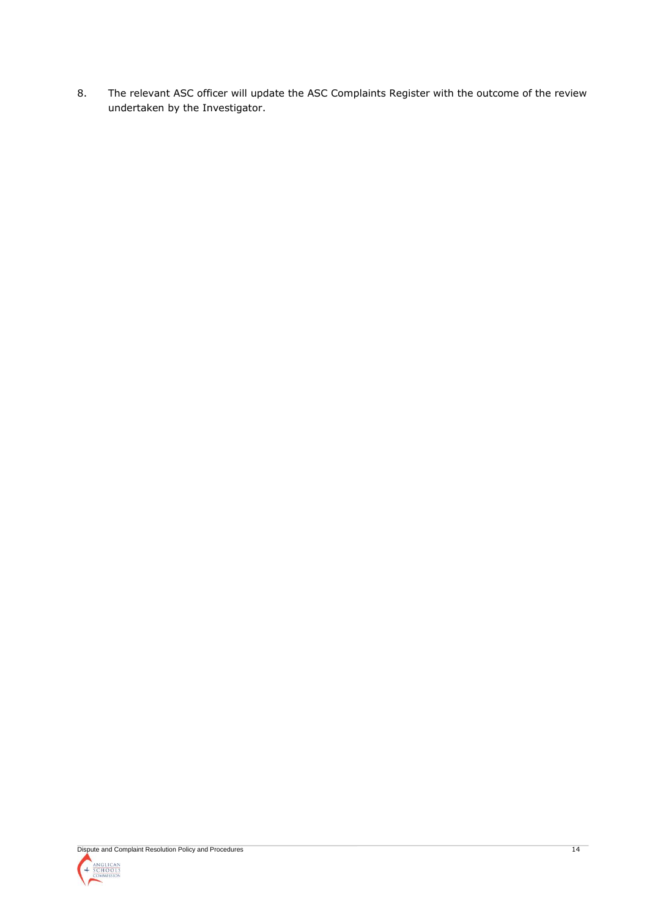8. The relevant ASC officer will update the ASC Complaints Register with the outcome of the review undertaken by the Investigator.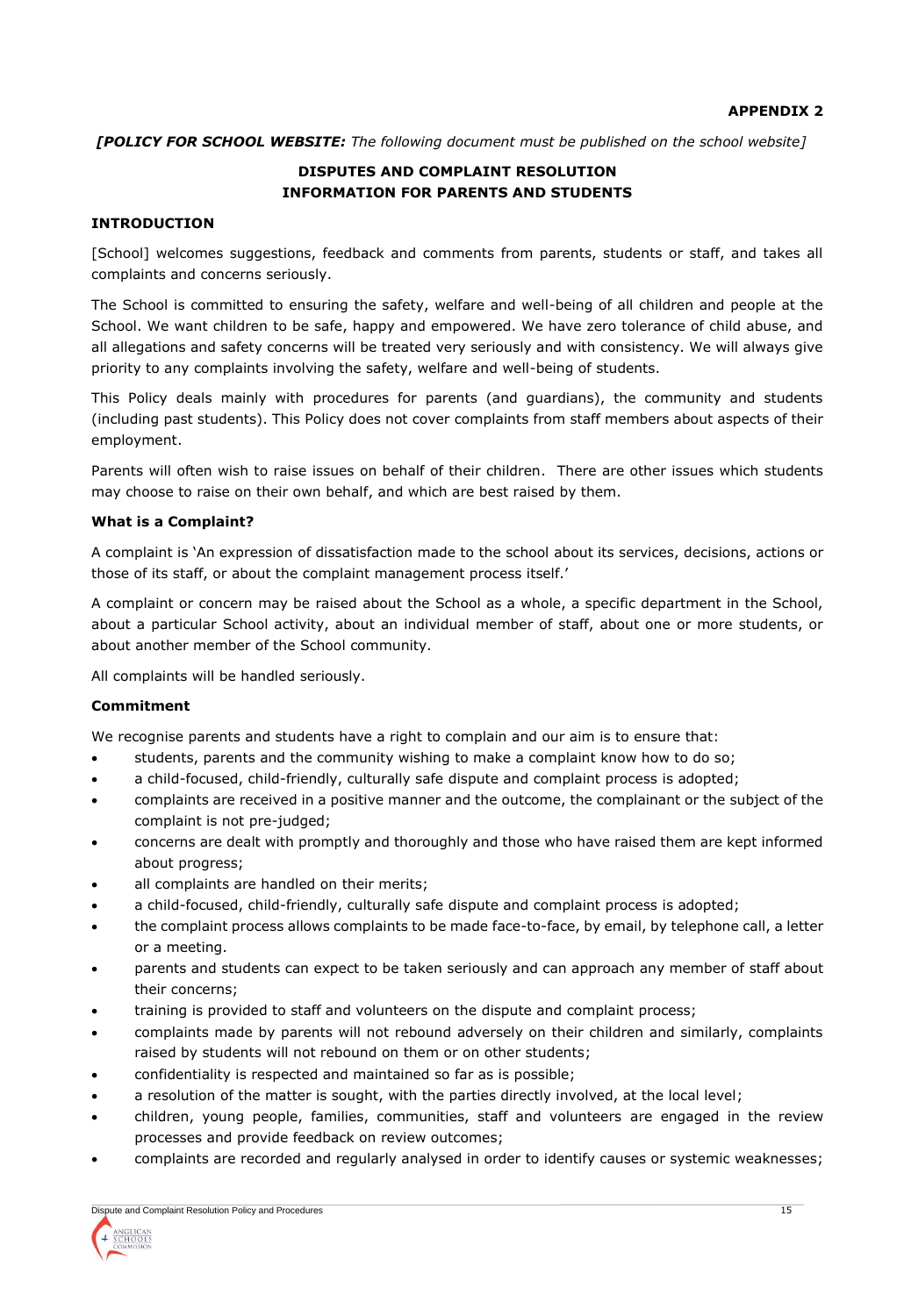**APPENDIX 2**

***[POLICY FOR SCHOOL WEBSITE:** The following document must be published on the school website]*

## DISPUTES AND COMPLAINT RESOLUTION INFORMATION FOR PARENTS AND STUDENTS

### INTRODUCTION

[School] welcomes suggestions, feedback and comments from parents, students or staff, and takes all complaints and concerns seriously.

The School is committed to ensuring the safety, welfare and well-being of all children and people at the School. We want children to be safe, happy and empowered. We have zero tolerance of child abuse, and all allegations and safety concerns will be treated very seriously and with consistency. We will always give priority to any complaints involving the safety, welfare and well-being of students.

This Policy deals mainly with procedures for parents (and guardians), the community and students (including past students). This Policy does not cover complaints from staff members about aspects of their employment.

Parents will often wish to raise issues on behalf of their children. There are other issues which students may choose to raise on their own behalf, and which are best raised by them.

### What is a Complaint?

A complaint is 'An expression of dissatisfaction made to the school about its services, decisions, actions or those of its staff, or about the complaint management process itself.'

A complaint or concern may be raised about the School as a whole, a specific department in the School, about a particular School activity, about an individual member of staff, about one or more students, or about another member of the School community.

All complaints will be handled seriously.

### Commitment

We recognise parents and students have a right to complain and our aim is to ensure that:

- students, parents and the community wishing to make a complaint know how to do so;
- a child-focused, child-friendly, culturally safe dispute and complaint process is adopted;
- complaints are received in a positive manner and the outcome, the complainant or the subject of the complaint is not pre-judged;
- concerns are dealt with promptly and thoroughly and those who have raised them are kept informed about progress;
- all complaints are handled on their merits;
- a child-focused, child-friendly, culturally safe dispute and complaint process is adopted;
- the complaint process allows complaints to be made face-to-face, by email, by telephone call, a letter or a meeting.
- parents and students can expect to be taken seriously and can approach any member of staff about their concerns;
- training is provided to staff and volunteers on the dispute and complaint process;
- complaints made by parents will not rebound adversely on their children and similarly, complaints raised by students will not rebound on them or on other students;
- confidentiality is respected and maintained so far as is possible;
- a resolution of the matter is sought, with the parties directly involved, at the local level;
- children, young people, families, communities, staff and volunteers are engaged in the review processes and provide feedback on review outcomes;
- complaints are recorded and regularly analysed in order to identify causes or systemic weaknesses;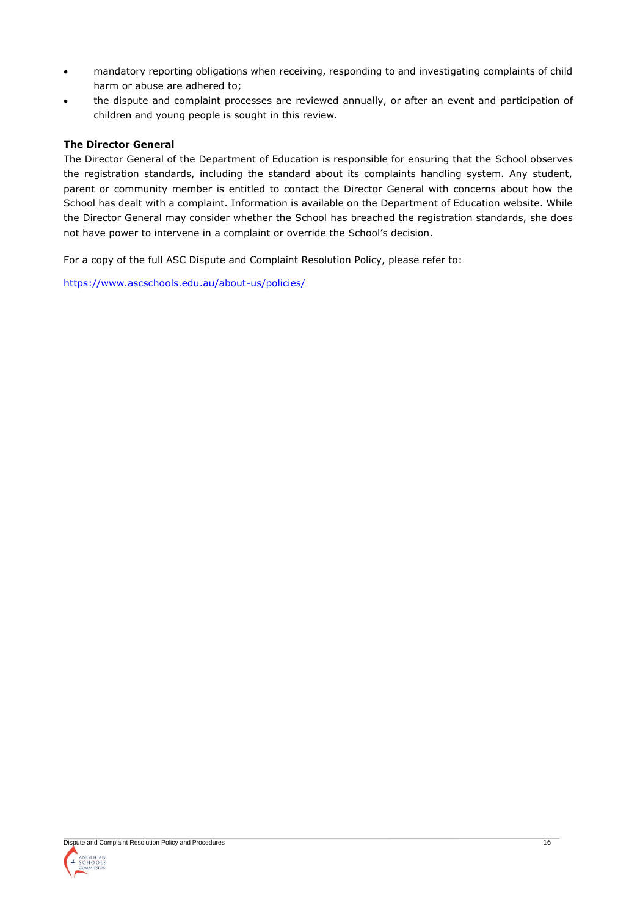- mandatory reporting obligations when receiving, responding to and investigating complaints of child harm or abuse are adhered to;
- the dispute and complaint processes are reviewed annually, or after an event and participation of children and young people is sought in this review.

**The Director General**

The Director General of the Department of Education is responsible for ensuring that the School observes the registration standards, including the standard about its complaints handling system. Any student, parent or community member is entitled to contact the Director General with concerns about how the School has dealt with a complaint. Information is available on the Department of Education website. While the Director General may consider whether the School has breached the registration standards, she does not have power to intervene in a complaint or override the School's decision.

For a copy of the full ASC Dispute and Complaint Resolution Policy, please refer to:

https://www.ascschools.edu.au/about-us/policies/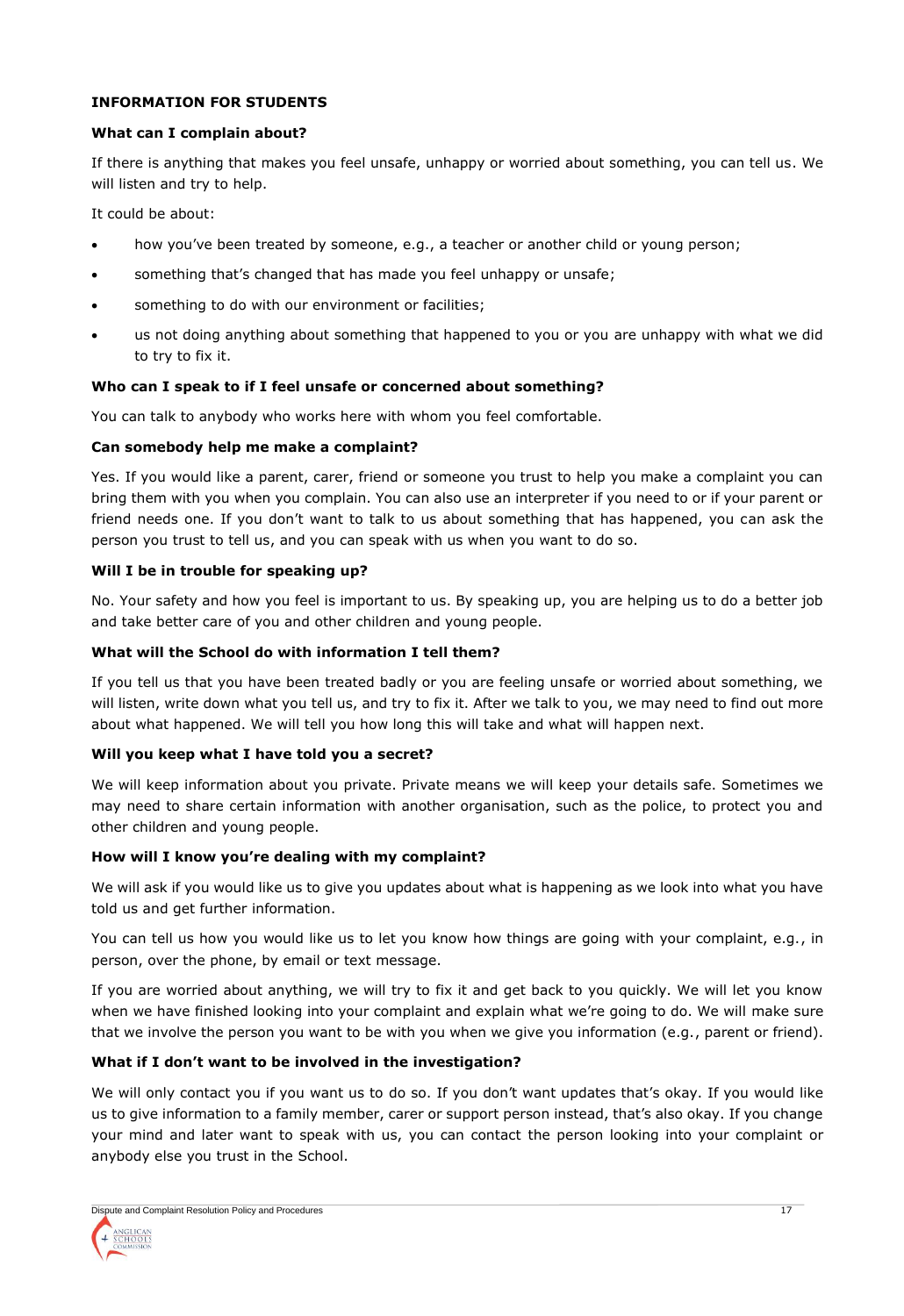## INFORMATION FOR STUDENTS

### What can I complain about?

If there is anything that makes you feel unsafe, unhappy or worried about something, you can tell us. We will listen and try to help.

It could be about:

- how you've been treated by someone, e.g., a teacher or another child or young person;
- something that's changed that has made you feel unhappy or unsafe;
- something to do with our environment or facilities;
- us not doing anything about something that happened to you or you are unhappy with what we did to try to fix it.

### Who can I speak to if I feel unsafe or concerned about something?

You can talk to anybody who works here with whom you feel comfortable.

### Can somebody help me make a complaint?

Yes. If you would like a parent, carer, friend or someone you trust to help you make a complaint you can bring them with you when you complain. You can also use an interpreter if you need to or if your parent or friend needs one. If you don't want to talk to us about something that has happened, you can ask the person you trust to tell us, and you can speak with us when you want to do so.

### Will I be in trouble for speaking up?

No. Your safety and how you feel is important to us. By speaking up, you are helping us to do a better job and take better care of you and other children and young people.

### What will the School do with information I tell them?

If you tell us that you have been treated badly or you are feeling unsafe or worried about something, we will listen, write down what you tell us, and try to fix it. After we talk to you, we may need to find out more about what happened. We will tell you how long this will take and what will happen next.

### Will you keep what I have told you a secret?

We will keep information about you private. Private means we will keep your details safe. Sometimes we may need to share certain information with another organisation, such as the police, to protect you and other children and young people.

### How will I know you're dealing with my complaint?

We will ask if you would like us to give you updates about what is happening as we look into what you have told us and get further information.

You can tell us how you would like us to let you know how things are going with your complaint, e.g., in person, over the phone, by email or text message.

If you are worried about anything, we will try to fix it and get back to you quickly. We will let you know when we have finished looking into your complaint and explain what we're going to do. We will make sure that we involve the person you want to be with you when we give you information (e.g., parent or friend).

### What if I don't want to be involved in the investigation?

We will only contact you if you want us to do so. If you don't want updates that's okay. If you would like us to give information to a family member, carer or support person instead, that's also okay. If you change your mind and later want to speak with us, you can contact the person looking into your complaint or anybody else you trust in the School.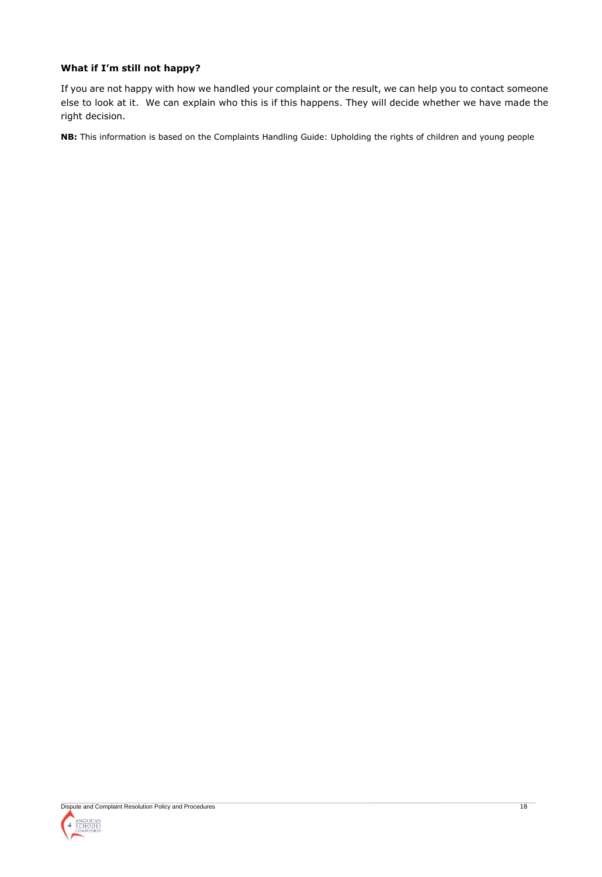**What if I'm still not happy?**

If you are not happy with how we handled your complaint or the result, we can help you to contact someone else to look at it. We can explain who this is if this happens. They will decide whether we have made the right decision.

**NB:** This information is based on the Complaints Handling Guide: Upholding the rights of children and young people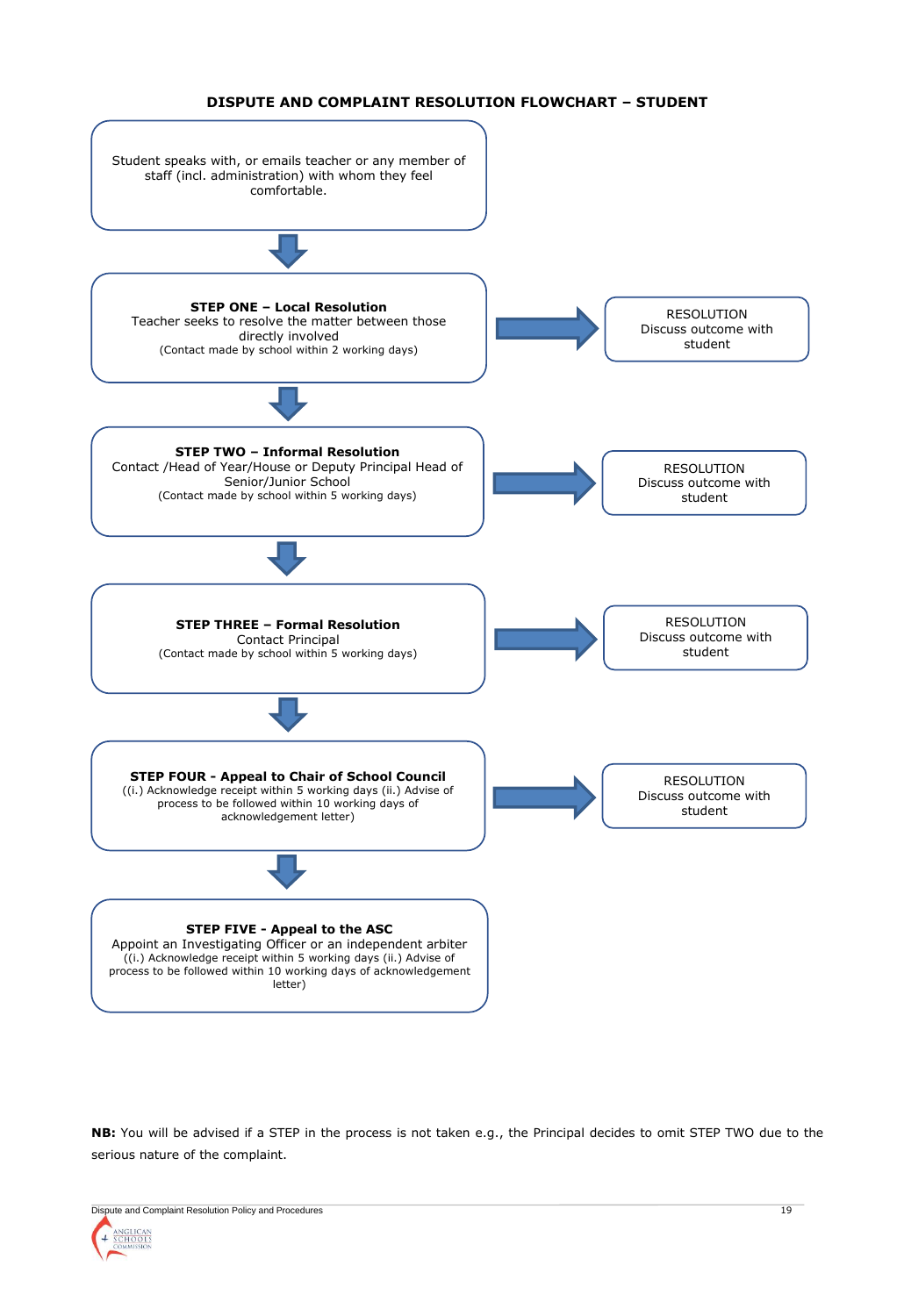## DISPUTE AND COMPLAINT RESOLUTION FLOWCHART – STUDENT

Student speaks with, or emails teacher or any member of staff (incl. administration) with whom they feel comfortable.

↓

**STEP ONE – Local Resolution**
Teacher seeks to resolve the matter between those directly involved
(Contact made by school within 2 working days)

→ RESOLUTION
Discuss outcome with student

↓

**STEP TWO – Informal Resolution**
Contact /Head of Year/House or Deputy Principal Head of Senior/Junior School
(Contact made by school within 5 working days)

→ RESOLUTION
Discuss outcome with student

↓

**STEP THREE – Formal Resolution**
Contact Principal
(Contact made by school within 5 working days)

→ RESOLUTION
Discuss outcome with student

↓

**STEP FOUR - Appeal to Chair of School Council**
((i.) Acknowledge receipt within 5 working days (ii.) Advise of process to be followed within 10 working days of acknowledgement letter)

→ RESOLUTION
Discuss outcome with student

↓

**STEP FIVE - Appeal to the ASC**
Appoint an Investigating Officer or an independent arbiter
((i.) Acknowledge receipt within 5 working days (ii.) Advise of process to be followed within 10 working days of acknowledgement letter)

**NB:** You will be advised if a STEP in the process is not taken e.g., the Principal decides to omit STEP TWO due to the serious nature of the complaint.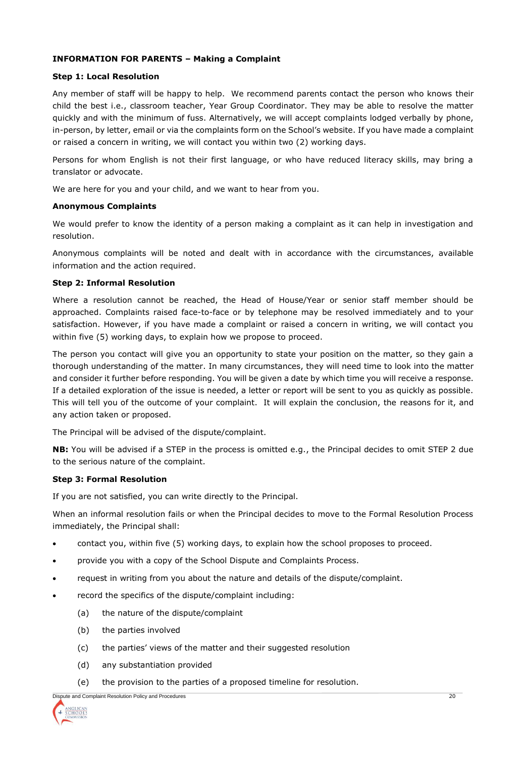**INFORMATION FOR PARENTS – Making a Complaint**

**Step 1: Local Resolution**

Any member of staff will be happy to help. We recommend parents contact the person who knows their child the best i.e., classroom teacher, Year Group Coordinator. They may be able to resolve the matter quickly and with the minimum of fuss. Alternatively, we will accept complaints lodged verbally by phone, in-person, by letter, email or via the complaints form on the School's website. If you have made a complaint or raised a concern in writing, we will contact you within two (2) working days.

Persons for whom English is not their first language, or who have reduced literacy skills, may bring a translator or advocate.

We are here for you and your child, and we want to hear from you.

**Anonymous Complaints**

We would prefer to know the identity of a person making a complaint as it can help in investigation and resolution.

Anonymous complaints will be noted and dealt with in accordance with the circumstances, available information and the action required.

**Step 2: Informal Resolution**

Where a resolution cannot be reached, the Head of House/Year or senior staff member should be approached. Complaints raised face-to-face or by telephone may be resolved immediately and to your satisfaction. However, if you have made a complaint or raised a concern in writing, we will contact you within five (5) working days, to explain how we propose to proceed.

The person you contact will give you an opportunity to state your position on the matter, so they gain a thorough understanding of the matter. In many circumstances, they will need time to look into the matter and consider it further before responding. You will be given a date by which time you will receive a response. If a detailed exploration of the issue is needed, a letter or report will be sent to you as quickly as possible. This will tell you of the outcome of your complaint. It will explain the conclusion, the reasons for it, and any action taken or proposed.

The Principal will be advised of the dispute/complaint.

**NB:** You will be advised if a STEP in the process is omitted e.g., the Principal decides to omit STEP 2 due to the serious nature of the complaint.

**Step 3: Formal Resolution**

If you are not satisfied, you can write directly to the Principal.

When an informal resolution fails or when the Principal decides to move to the Formal Resolution Process immediately, the Principal shall:

- contact you, within five (5) working days, to explain how the school proposes to proceed.
- provide you with a copy of the School Dispute and Complaints Process.
- request in writing from you about the nature and details of the dispute/complaint.
- record the specifics of the dispute/complaint including:
  - (a) the nature of the dispute/complaint
  - (b) the parties involved
  - (c) the parties' views of the matter and their suggested resolution
  - (d) any substantiation provided
  - (e) the provision to the parties of a proposed timeline for resolution.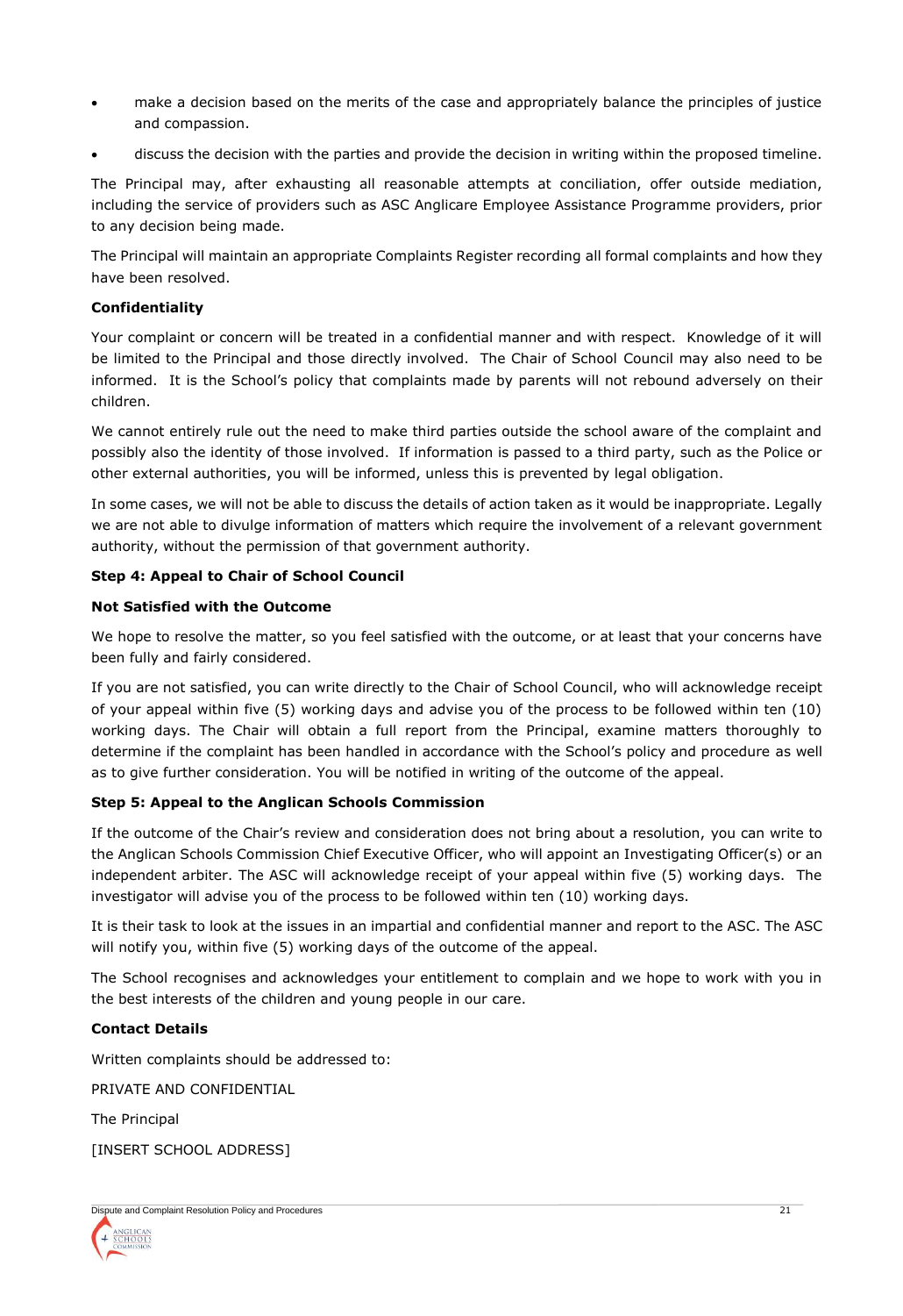- make a decision based on the merits of the case and appropriately balance the principles of justice and compassion.
- discuss the decision with the parties and provide the decision in writing within the proposed timeline.

The Principal may, after exhausting all reasonable attempts at conciliation, offer outside mediation, including the service of providers such as ASC Anglicare Employee Assistance Programme providers, prior to any decision being made.

The Principal will maintain an appropriate Complaints Register recording all formal complaints and how they have been resolved.

**Confidentiality**

Your complaint or concern will be treated in a confidential manner and with respect. Knowledge of it will be limited to the Principal and those directly involved. The Chair of School Council may also need to be informed. It is the School's policy that complaints made by parents will not rebound adversely on their children.

We cannot entirely rule out the need to make third parties outside the school aware of the complaint and possibly also the identity of those involved. If information is passed to a third party, such as the Police or other external authorities, you will be informed, unless this is prevented by legal obligation.

In some cases, we will not be able to discuss the details of action taken as it would be inappropriate. Legally we are not able to divulge information of matters which require the involvement of a relevant government authority, without the permission of that government authority.

**Step 4: Appeal to Chair of School Council**

**Not Satisfied with the Outcome**

We hope to resolve the matter, so you feel satisfied with the outcome, or at least that your concerns have been fully and fairly considered.

If you are not satisfied, you can write directly to the Chair of School Council, who will acknowledge receipt of your appeal within five (5) working days and advise you of the process to be followed within ten (10) working days. The Chair will obtain a full report from the Principal, examine matters thoroughly to determine if the complaint has been handled in accordance with the School's policy and procedure as well as to give further consideration. You will be notified in writing of the outcome of the appeal.

**Step 5: Appeal to the Anglican Schools Commission**

If the outcome of the Chair's review and consideration does not bring about a resolution, you can write to the Anglican Schools Commission Chief Executive Officer, who will appoint an Investigating Officer(s) or an independent arbiter. The ASC will acknowledge receipt of your appeal within five (5) working days. The investigator will advise you of the process to be followed within ten (10) working days.

It is their task to look at the issues in an impartial and confidential manner and report to the ASC. The ASC will notify you, within five (5) working days of the outcome of the appeal.

The School recognises and acknowledges your entitlement to complain and we hope to work with you in the best interests of the children and young people in our care.

**Contact Details**

Written complaints should be addressed to:

PRIVATE AND CONFIDENTIAL

The Principal

[INSERT SCHOOL ADDRESS]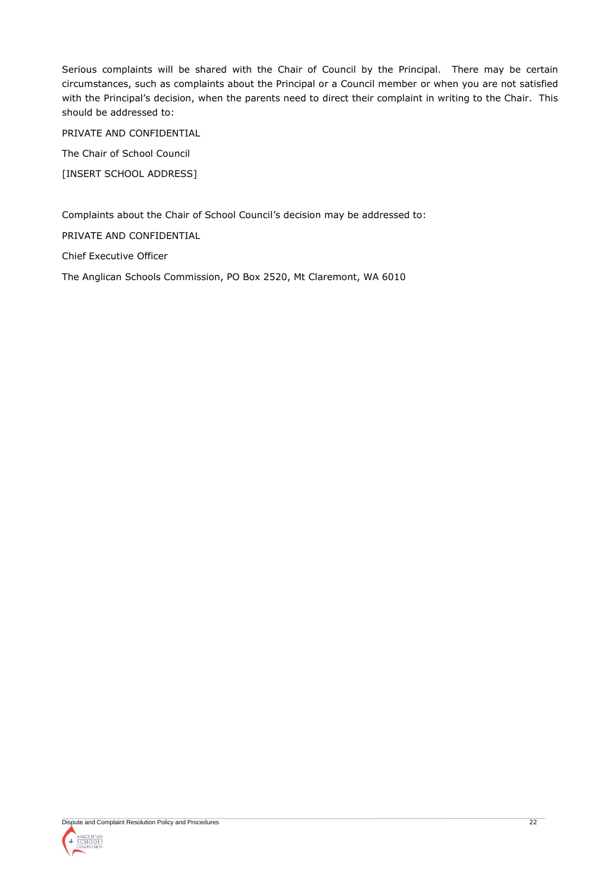Serious complaints will be shared with the Chair of Council by the Principal. There may be certain circumstances, such as complaints about the Principal or a Council member or when you are not satisfied with the Principal's decision, when the parents need to direct their complaint in writing to the Chair. This should be addressed to:

PRIVATE AND CONFIDENTIAL

The Chair of School Council

[INSERT SCHOOL ADDRESS]

Complaints about the Chair of School Council's decision may be addressed to:

PRIVATE AND CONFIDENTIAL

Chief Executive Officer

The Anglican Schools Commission, PO Box 2520, Mt Claremont, WA 6010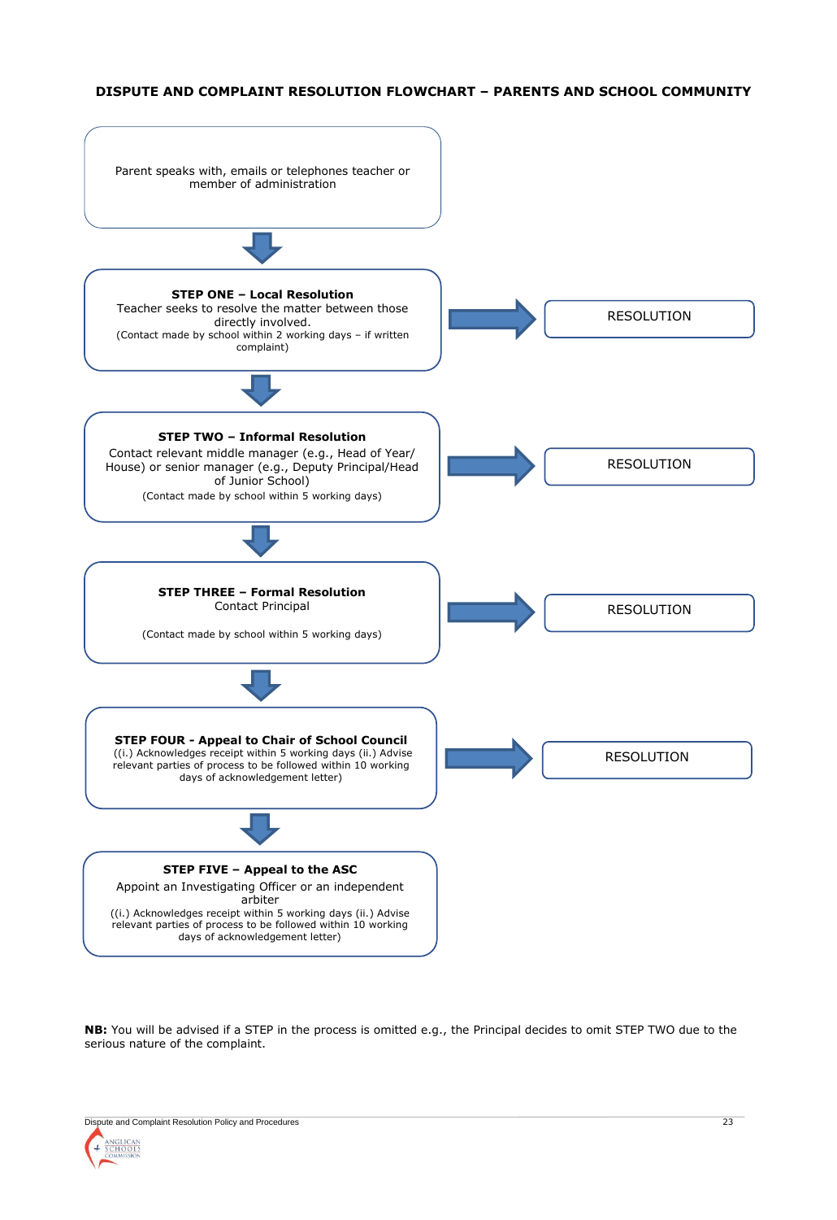**DISPUTE AND COMPLAINT RESOLUTION FLOWCHART – PARENTS AND SCHOOL COMMUNITY**

Parent speaks with, emails or telephones teacher or member of administration

↓

**STEP ONE – Local Resolution**
Teacher seeks to resolve the matter between those directly involved.
(Contact made by school within 2 working days – if written complaint)

→ RESOLUTION

↓

**STEP TWO – Informal Resolution**
Contact relevant middle manager (e.g., Head of Year/ House) or senior manager (e.g., Deputy Principal/Head of Junior School)
(Contact made by school within 5 working days)

→ RESOLUTION

↓

**STEP THREE – Formal Resolution**
Contact Principal

(Contact made by school within 5 working days)

→ RESOLUTION

↓

**STEP FOUR - Appeal to Chair of School Council**
((i.) Acknowledges receipt within 5 working days (ii.) Advise relevant parties of process to be followed within 10 working days of acknowledgement letter)

→ RESOLUTION

↓

**STEP FIVE – Appeal to the ASC**
Appoint an Investigating Officer or an independent arbiter
((i.) Acknowledges receipt within 5 working days (ii.) Advise relevant parties of process to be followed within 10 working days of acknowledgement letter)

**NB:** You will be advised if a STEP in the process is omitted e.g., the Principal decides to omit STEP TWO due to the serious nature of the complaint.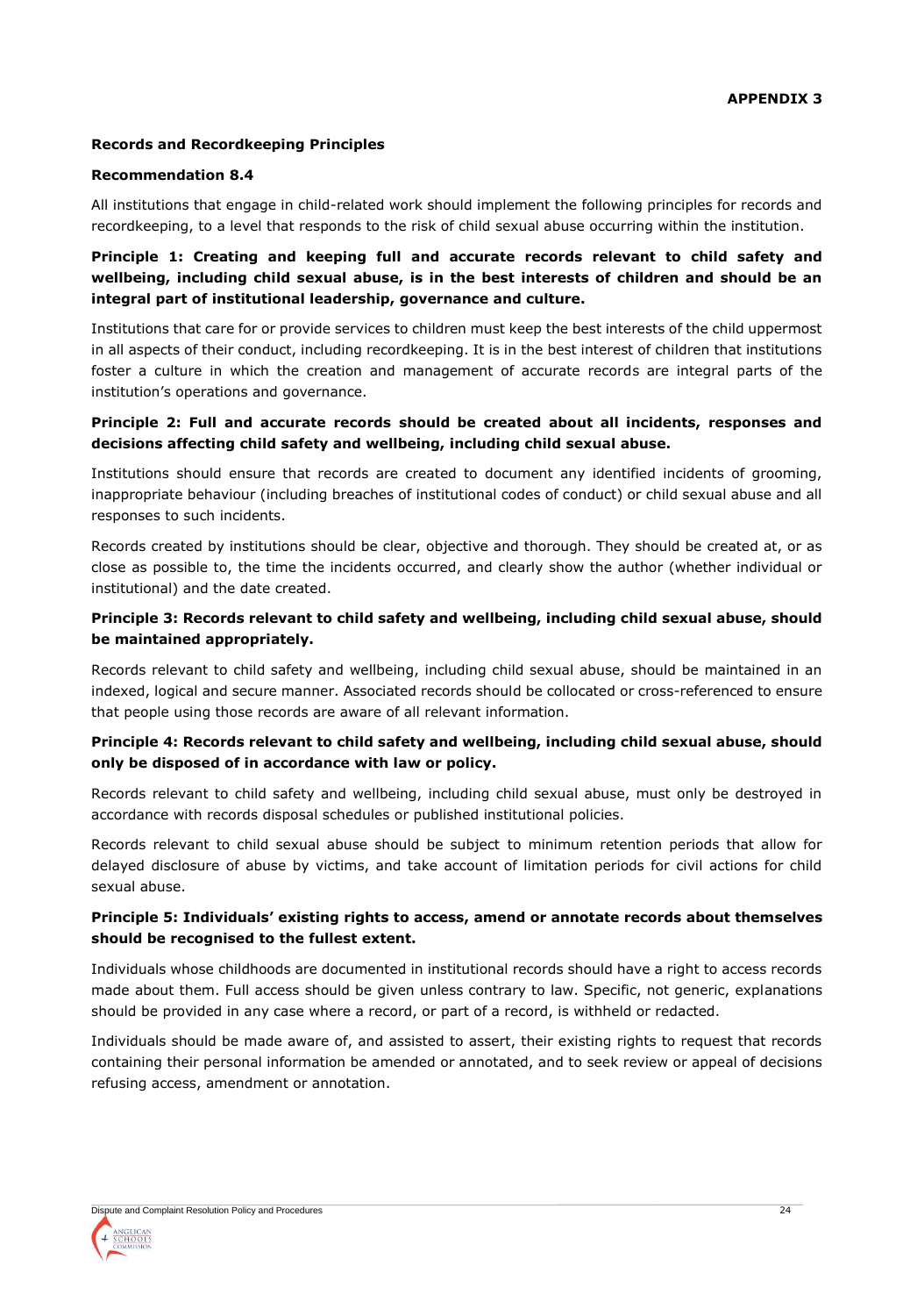**APPENDIX 3**

## Records and Recordkeeping Principles

### Recommendation 8.4

All institutions that engage in child-related work should implement the following principles for records and recordkeeping, to a level that responds to the risk of child sexual abuse occurring within the institution.

**Principle 1: Creating and keeping full and accurate records relevant to child safety and wellbeing, including child sexual abuse, is in the best interests of children and should be an integral part of institutional leadership, governance and culture.**

Institutions that care for or provide services to children must keep the best interests of the child uppermost in all aspects of their conduct, including recordkeeping. It is in the best interest of children that institutions foster a culture in which the creation and management of accurate records are integral parts of the institution's operations and governance.

**Principle 2: Full and accurate records should be created about all incidents, responses and decisions affecting child safety and wellbeing, including child sexual abuse.**

Institutions should ensure that records are created to document any identified incidents of grooming, inappropriate behaviour (including breaches of institutional codes of conduct) or child sexual abuse and all responses to such incidents.

Records created by institutions should be clear, objective and thorough. They should be created at, or as close as possible to, the time the incidents occurred, and clearly show the author (whether individual or institutional) and the date created.

**Principle 3: Records relevant to child safety and wellbeing, including child sexual abuse, should be maintained appropriately.**

Records relevant to child safety and wellbeing, including child sexual abuse, should be maintained in an indexed, logical and secure manner. Associated records should be collocated or cross-referenced to ensure that people using those records are aware of all relevant information.

**Principle 4: Records relevant to child safety and wellbeing, including child sexual abuse, should only be disposed of in accordance with law or policy.**

Records relevant to child safety and wellbeing, including child sexual abuse, must only be destroyed in accordance with records disposal schedules or published institutional policies.

Records relevant to child sexual abuse should be subject to minimum retention periods that allow for delayed disclosure of abuse by victims, and take account of limitation periods for civil actions for child sexual abuse.

**Principle 5: Individuals' existing rights to access, amend or annotate records about themselves should be recognised to the fullest extent.**

Individuals whose childhoods are documented in institutional records should have a right to access records made about them. Full access should be given unless contrary to law. Specific, not generic, explanations should be provided in any case where a record, or part of a record, is withheld or redacted.

Individuals should be made aware of, and assisted to assert, their existing rights to request that records containing their personal information be amended or annotated, and to seek review or appeal of decisions refusing access, amendment or annotation.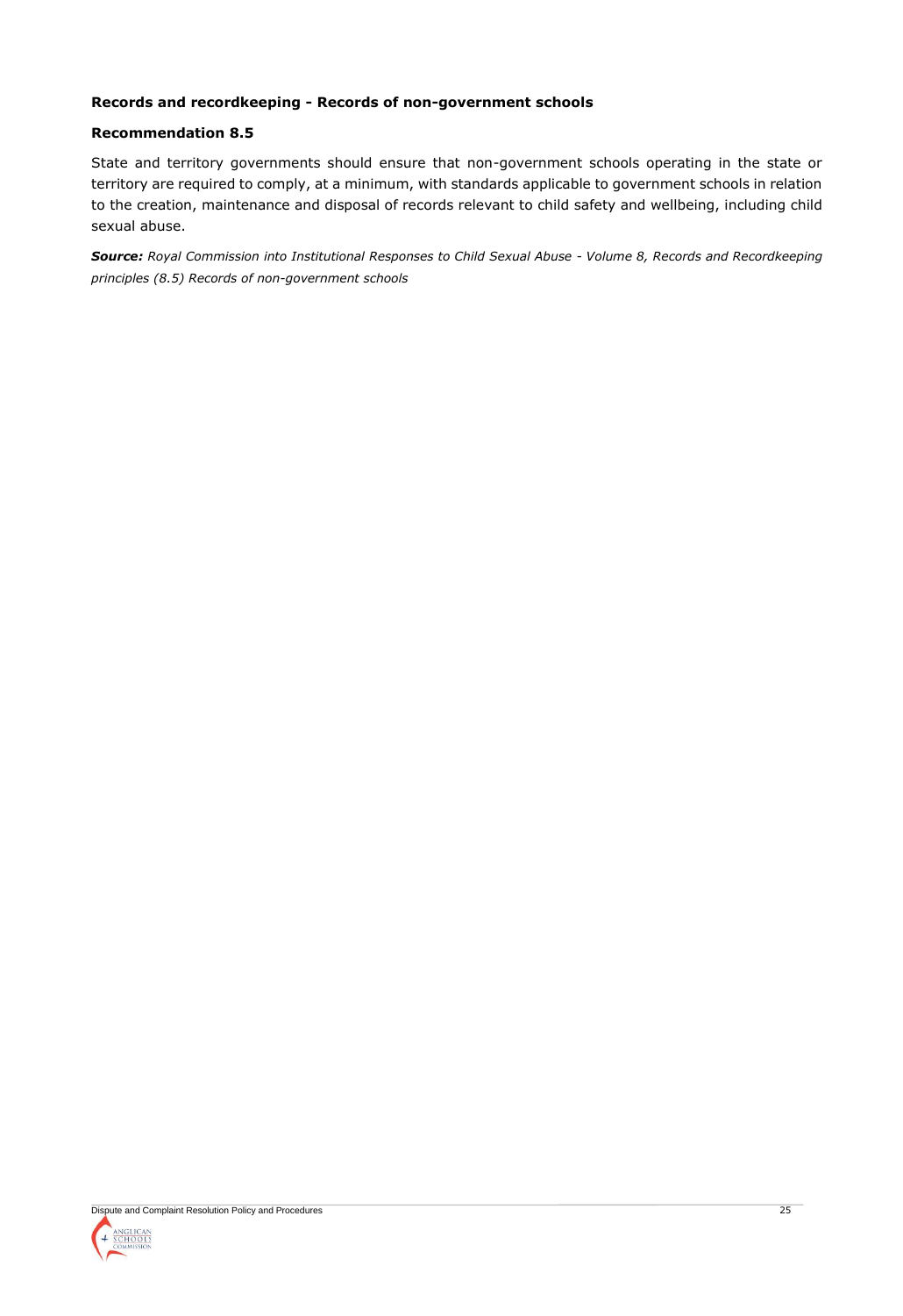**Records and recordkeeping - Records of non-government schools**

**Recommendation 8.5**

State and territory governments should ensure that non-government schools operating in the state or territory are required to comply, at a minimum, with standards applicable to government schools in relation to the creation, maintenance and disposal of records relevant to child safety and wellbeing, including child sexual abuse.

***Source:*** *Royal Commission into Institutional Responses to Child Sexual Abuse - Volume 8, Records and Recordkeeping principles (8.5) Records of non-government schools*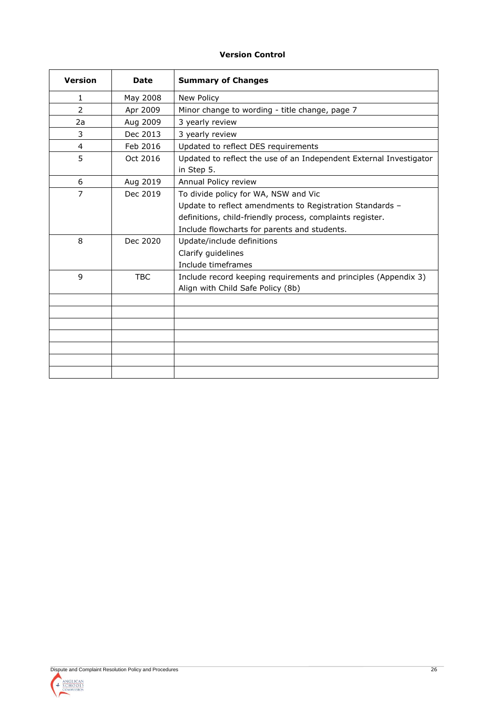**Version Control**

| Version | Date | Summary of Changes |
| --- | --- | --- |
| 1 | May 2008 | New Policy |
| 2 | Apr 2009 | Minor change to wording - title change, page 7 |
| 2a | Aug 2009 | 3 yearly review |
| 3 | Dec 2013 | 3 yearly review |
| 4 | Feb 2016 | Updated to reflect DES requirements |
| 5 | Oct 2016 | Updated to reflect the use of an Independent External Investigator in Step 5. |
| 6 | Aug 2019 | Annual Policy review |
| 7 | Dec 2019 | To divide policy for WA, NSW and Vic<br>Update to reflect amendments to Registration Standards – definitions, child-friendly process, complaints register.<br>Include flowcharts for parents and students. |
| 8 | Dec 2020 | Update/include definitions<br>Clarify guidelines<br>Include timeframes |
| 9 | TBC | Include record keeping requirements and principles (Appendix 3)<br>Align with Child Safe Policy (8b) |
| | | |
| | | |
| | | |
| | | |
| | | |
| | | |
| | | |